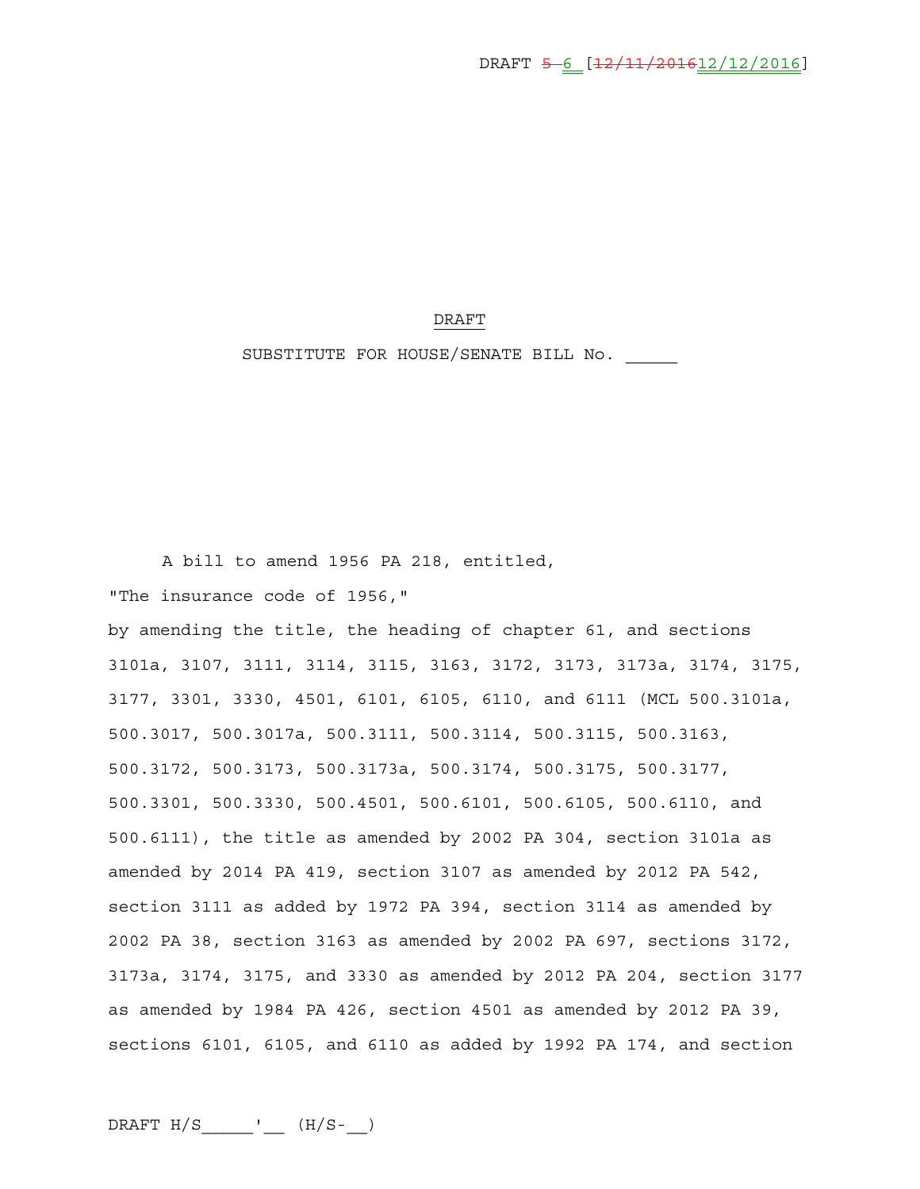DRAFT ~~5~~ 6 [~~12/11/2016~~12/12/2016]

DRAFT

SUBSTITUTE FOR HOUSE/SENATE BILL No. _____

A bill to amend 1956 PA 218, entitled,

"The insurance code of 1956,"

by amending the title, the heading of chapter 61, and sections 3101a, 3107, 3111, 3114, 3115, 3163, 3172, 3173, 3173a, 3174, 3175, 3177, 3301, 3330, 4501, 6101, 6105, 6110, and 6111 (MCL 500.3101a, 500.3017, 500.3017a, 500.3111, 500.3114, 500.3115, 500.3163, 500.3172, 500.3173, 500.3173a, 500.3174, 500.3175, 500.3177, 500.3301, 500.3330, 500.4501, 500.6101, 500.6105, 500.6110, and 500.6111), the title as amended by 2002 PA 304, section 3101a as amended by 2014 PA 419, section 3107 as amended by 2012 PA 542, section 3111 as added by 1972 PA 394, section 3114 as amended by 2002 PA 38, section 3163 as amended by 2002 PA 697, sections 3172, 3173a, 3174, 3175, and 3330 as amended by 2012 PA 204, section 3177 as amended by 1984 PA 426, section 4501 as amended by 2012 PA 39, sections 6101, 6105, and 6110 as added by 1992 PA 174, and section

DRAFT H/S_____'__ (H/S-__)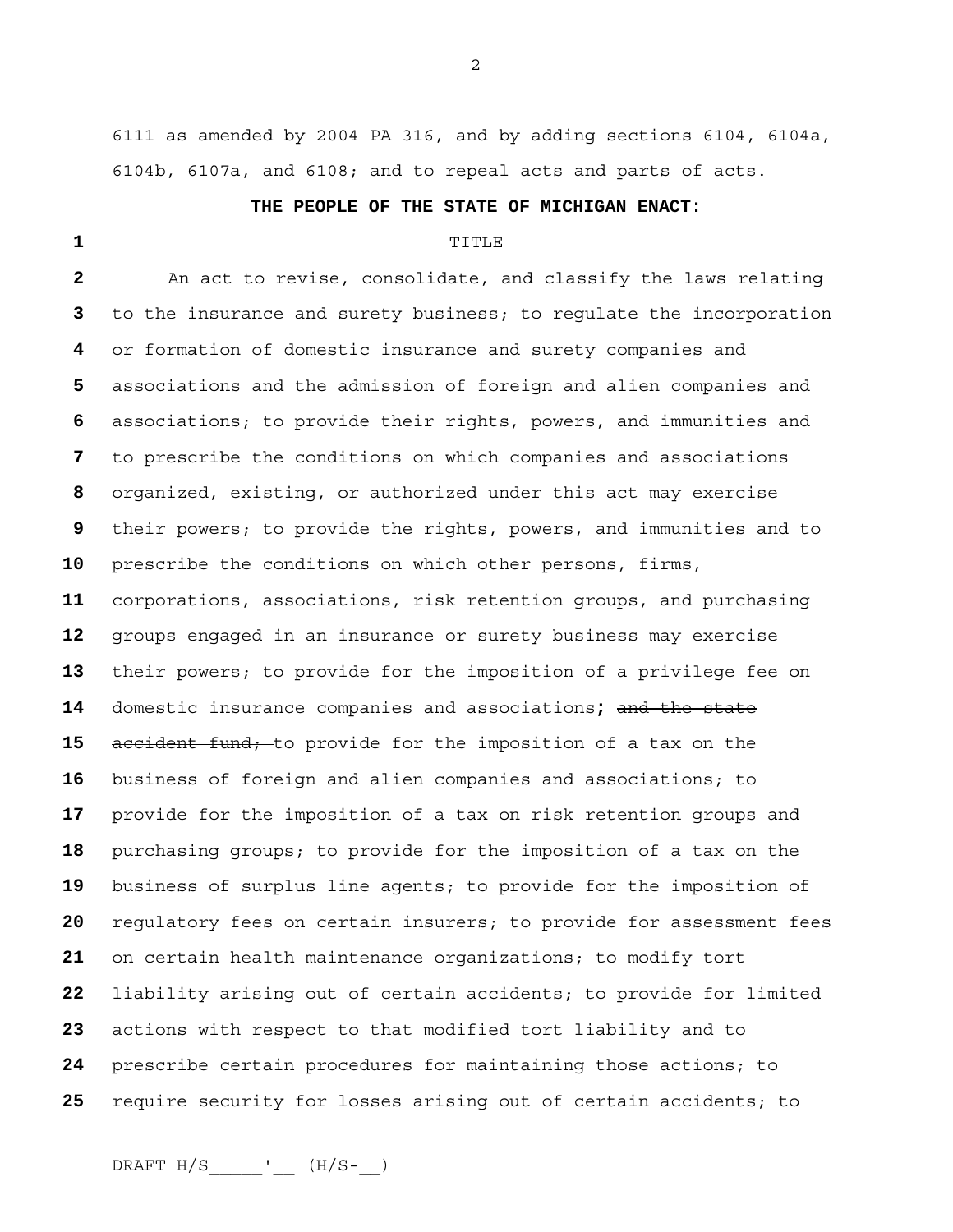6111 as amended by 2004 PA 316, and by adding sections 6104, 6104a, 6104b, 6107a, and 6108; and to repeal acts and parts of acts.

**THE PEOPLE OF THE STATE OF MICHIGAN ENACT:**

TITLE

An act to revise, consolidate, and classify the laws relating to the insurance and surety business; to regulate the incorporation or formation of domestic insurance and surety companies and associations and the admission of foreign and alien companies and associations; to provide their rights, powers, and immunities and to prescribe the conditions on which companies and associations organized, existing, or authorized under this act may exercise their powers; to provide the rights, powers, and immunities and to prescribe the conditions on which other persons, firms, corporations, associations, risk retention groups, and purchasing groups engaged in an insurance or surety business may exercise their powers; to provide for the imposition of a privilege fee on domestic insurance companies and associations**;** ~~and the state accident fund;~~ to provide for the imposition of a tax on the business of foreign and alien companies and associations; to provide for the imposition of a tax on risk retention groups and purchasing groups; to provide for the imposition of a tax on the business of surplus line agents; to provide for the imposition of regulatory fees on certain insurers; to provide for assessment fees on certain health maintenance organizations; to modify tort liability arising out of certain accidents; to provide for limited actions with respect to that modified tort liability and to prescribe certain procedures for maintaining those actions; to require security for losses arising out of certain accidents; to

DRAFT H/S_____'__ (H/S-__)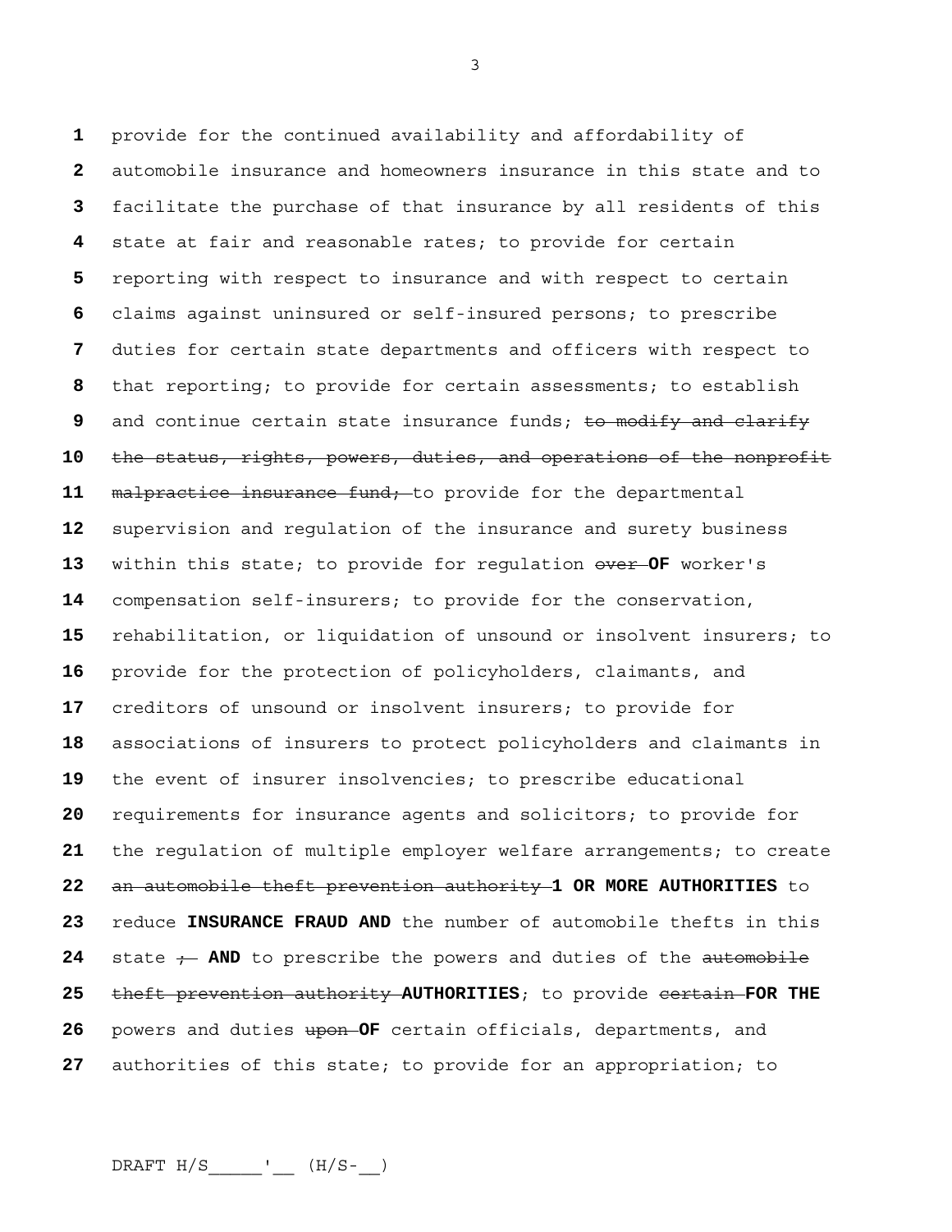provide for the continued availability and affordability of automobile insurance and homeowners insurance in this state and to facilitate the purchase of that insurance by all residents of this state at fair and reasonable rates; to provide for certain reporting with respect to insurance and with respect to certain claims against uninsured or self-insured persons; to prescribe duties for certain state departments and officers with respect to that reporting; to provide for certain assessments; to establish and continue certain state insurance funds; ~~to modify and clarify the status, rights, powers, duties, and operations of the nonprofit malpractice insurance fund;~~ to provide for the departmental supervision and regulation of the insurance and surety business within this state; to provide for regulation ~~over~~ **OF** worker's compensation self-insurers; to provide for the conservation, rehabilitation, or liquidation of unsound or insolvent insurers; to provide for the protection of policyholders, claimants, and creditors of unsound or insolvent insurers; to provide for associations of insurers to protect policyholders and claimants in the event of insurer insolvencies; to prescribe educational requirements for insurance agents and solicitors; to provide for the regulation of multiple employer welfare arrangements; to create ~~an automobile theft prevention authority~~ **1 OR MORE AUTHORITIES** to reduce **INSURANCE FRAUD AND** the number of automobile thefts in this state ~~;~~ **AND** to prescribe the powers and duties of the ~~automobile theft prevention authority~~ **AUTHORITIES**; to provide ~~certain~~ **FOR THE** powers and duties ~~upon~~ **OF** certain officials, departments, and authorities of this state; to provide for an appropriation; to

DRAFT H/S_____'__ (H/S-__)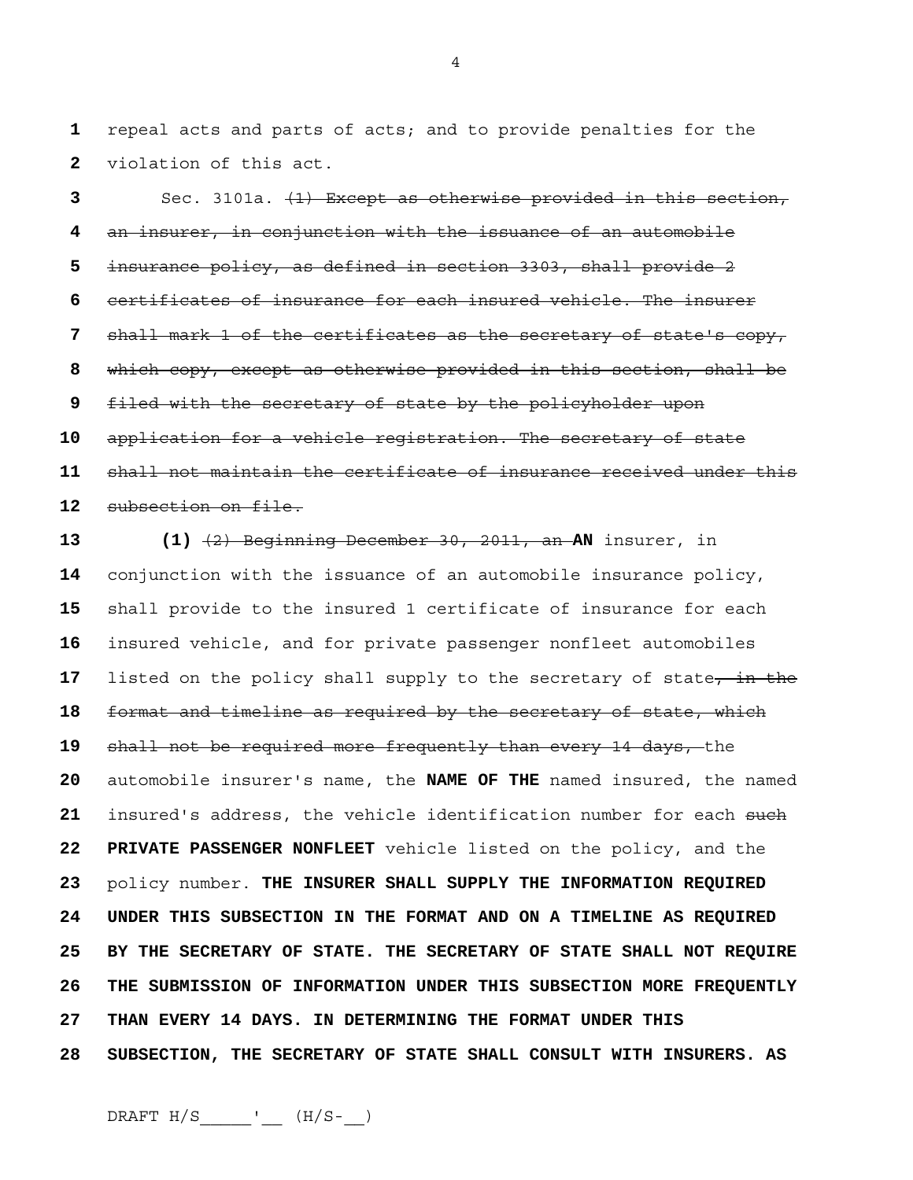repeal acts and parts of acts; and to provide penalties for the violation of this act.

Sec. 3101a. ~~(1) Except as otherwise provided in this section, an insurer, in conjunction with the issuance of an automobile insurance policy, as defined in section 3303, shall provide 2 certificates of insurance for each insured vehicle. The insurer shall mark 1 of the certificates as the secretary of state's copy, which copy, except as otherwise provided in this section, shall be filed with the secretary of state by the policyholder upon application for a vehicle registration. The secretary of state shall not maintain the certificate of insurance received under this subsection on file.~~

**(1)** ~~(2) Beginning December 30, 2011, an~~ **AN** insurer, in conjunction with the issuance of an automobile insurance policy, shall provide to the insured 1 certificate of insurance for each insured vehicle, and for private passenger nonfleet automobiles listed on the policy shall supply to the secretary of state~~, in the format and timeline as required by the secretary of state, which shall not be required more frequently than every 14 days,~~ the automobile insurer's name, the **NAME OF THE** named insured, the named insured's address, the vehicle identification number for each ~~such~~ **PRIVATE PASSENGER NONFLEET** vehicle listed on the policy, and the policy number. **THE INSURER SHALL SUPPLY THE INFORMATION REQUIRED UNDER THIS SUBSECTION IN THE FORMAT AND ON A TIMELINE AS REQUIRED BY THE SECRETARY OF STATE. THE SECRETARY OF STATE SHALL NOT REQUIRE THE SUBMISSION OF INFORMATION UNDER THIS SUBSECTION MORE FREQUENTLY THAN EVERY 14 DAYS. IN DETERMINING THE FORMAT UNDER THIS SUBSECTION, THE SECRETARY OF STATE SHALL CONSULT WITH INSURERS. AS**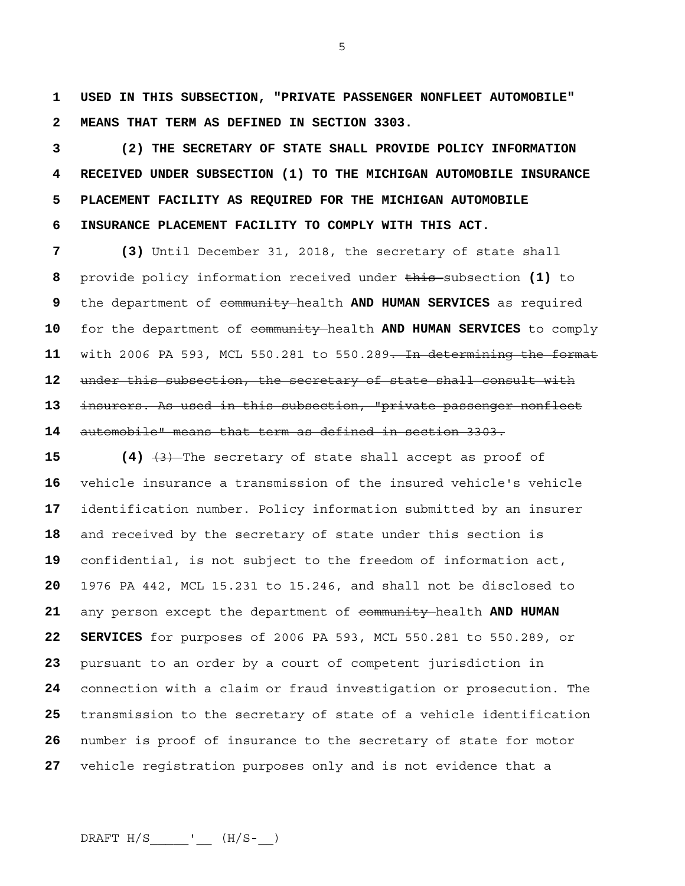**USED IN THIS SUBSECTION, "PRIVATE PASSENGER NONFLEET AUTOMOBILE" MEANS THAT TERM AS DEFINED IN SECTION 3303.**

**(2) THE SECRETARY OF STATE SHALL PROVIDE POLICY INFORMATION RECEIVED UNDER SUBSECTION (1) TO THE MICHIGAN AUTOMOBILE INSURANCE PLACEMENT FACILITY AS REQUIRED FOR THE MICHIGAN AUTOMOBILE INSURANCE PLACEMENT FACILITY TO COMPLY WITH THIS ACT.**

**(3)** Until December 31, 2018, the secretary of state shall provide policy information received under ~~this~~ subsection **(1)** to the department of ~~community~~ health **AND HUMAN SERVICES** as required for the department of ~~community~~ health **AND HUMAN SERVICES** to comply with 2006 PA 593, MCL 550.281 to 550.289~~. In determining the format under this subsection, the secretary of state shall consult with insurers. As used in this subsection, "private passenger nonfleet automobile" means that term as defined in section 3303.~~

**(4)** ~~(3)~~ The secretary of state shall accept as proof of vehicle insurance a transmission of the insured vehicle's vehicle identification number. Policy information submitted by an insurer and received by the secretary of state under this section is confidential, is not subject to the freedom of information act, 1976 PA 442, MCL 15.231 to 15.246, and shall not be disclosed to any person except the department of ~~community~~ health **AND HUMAN SERVICES** for purposes of 2006 PA 593, MCL 550.281 to 550.289, or pursuant to an order by a court of competent jurisdiction in connection with a claim or fraud investigation or prosecution. The transmission to the secretary of state of a vehicle identification number is proof of insurance to the secretary of state for motor vehicle registration purposes only and is not evidence that a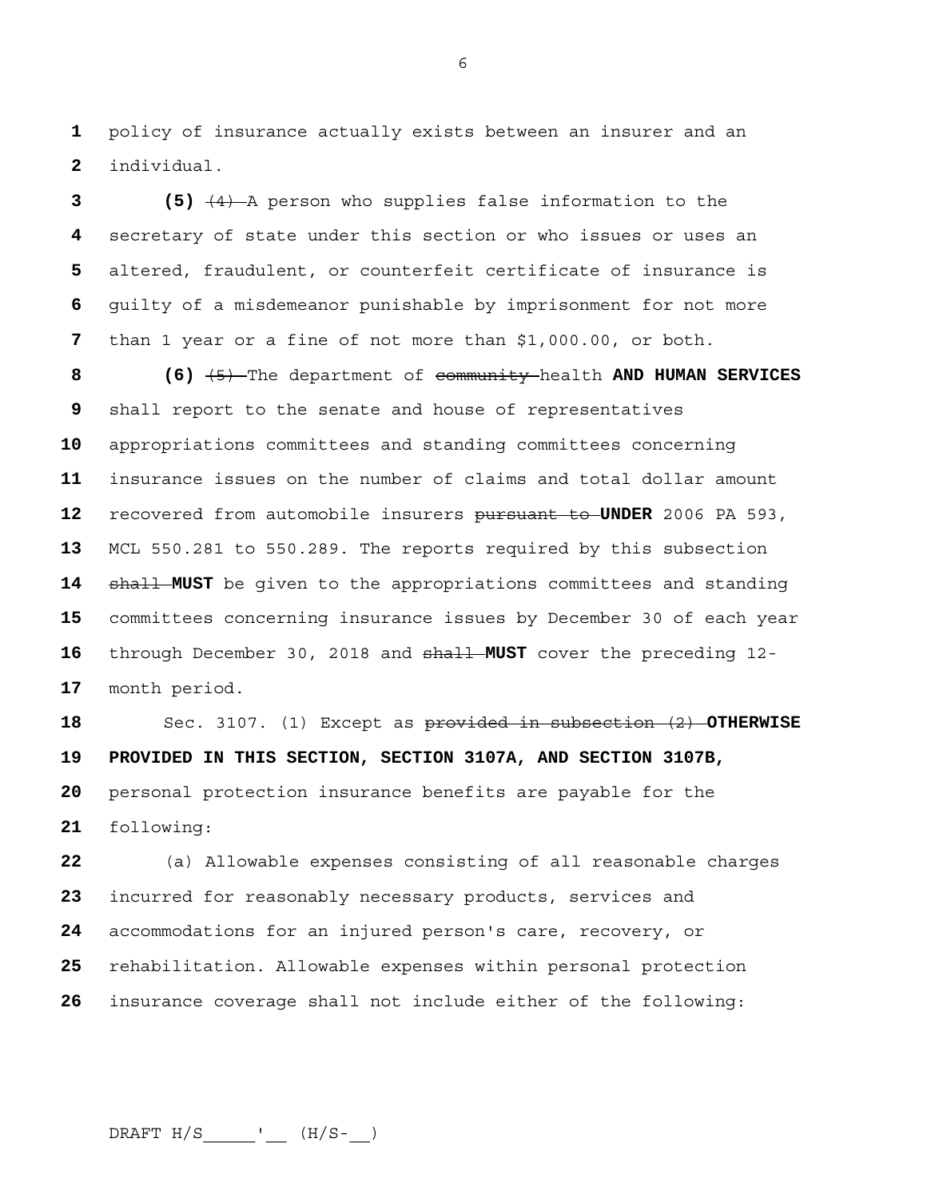policy of insurance actually exists between an insurer and an individual.

**(5)** ~~(4)~~ A person who supplies false information to the secretary of state under this section or who issues or uses an altered, fraudulent, or counterfeit certificate of insurance is guilty of a misdemeanor punishable by imprisonment for not more than 1 year or a fine of not more than $1,000.00, or both.

**(6)** ~~(5)~~ The department of ~~community~~ health **AND HUMAN SERVICES** shall report to the senate and house of representatives appropriations committees and standing committees concerning insurance issues on the number of claims and total dollar amount recovered from automobile insurers ~~pursuant to~~ **UNDER** 2006 PA 593, MCL 550.281 to 550.289. The reports required by this subsection ~~shall~~ **MUST** be given to the appropriations committees and standing committees concerning insurance issues by December 30 of each year through December 30, 2018 and ~~shall~~ **MUST** cover the preceding 12-month period.

Sec. 3107. (1) Except as ~~provided in subsection (2)~~ **OTHERWISE PROVIDED IN THIS SECTION, SECTION 3107A, AND SECTION 3107B,** personal protection insurance benefits are payable for the following:

(a) Allowable expenses consisting of all reasonable charges incurred for reasonably necessary products, services and accommodations for an injured person's care, recovery, or rehabilitation. Allowable expenses within personal protection insurance coverage shall not include either of the following: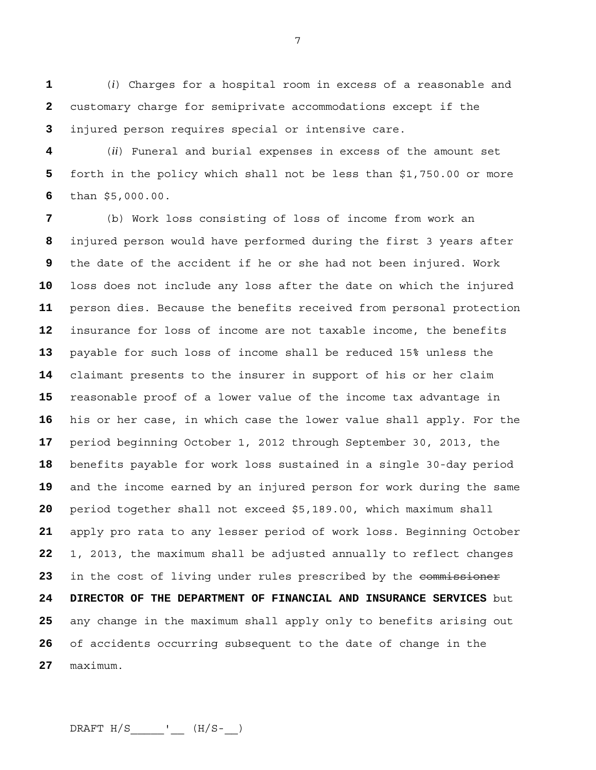(*i*) Charges for a hospital room in excess of a reasonable and customary charge for semiprivate accommodations except if the injured person requires special or intensive care.

(*ii*) Funeral and burial expenses in excess of the amount set forth in the policy which shall not be less than $1,750.00 or more than $5,000.00.

(b) Work loss consisting of loss of income from work an injured person would have performed during the first 3 years after the date of the accident if he or she had not been injured. Work loss does not include any loss after the date on which the injured person dies. Because the benefits received from personal protection insurance for loss of income are not taxable income, the benefits payable for such loss of income shall be reduced 15% unless the claimant presents to the insurer in support of his or her claim reasonable proof of a lower value of the income tax advantage in his or her case, in which case the lower value shall apply. For the period beginning October 1, 2012 through September 30, 2013, the benefits payable for work loss sustained in a single 30-day period and the income earned by an injured person for work during the same period together shall not exceed $5,189.00, which maximum shall apply pro rata to any lesser period of work loss. Beginning October 1, 2013, the maximum shall be adjusted annually to reflect changes in the cost of living under rules prescribed by the ~~commissioner~~ **DIRECTOR OF THE DEPARTMENT OF FINANCIAL AND INSURANCE SERVICES** but any change in the maximum shall apply only to benefits arising out of accidents occurring subsequent to the date of change in the maximum.

DRAFT H/S_____'__ (H/S-__)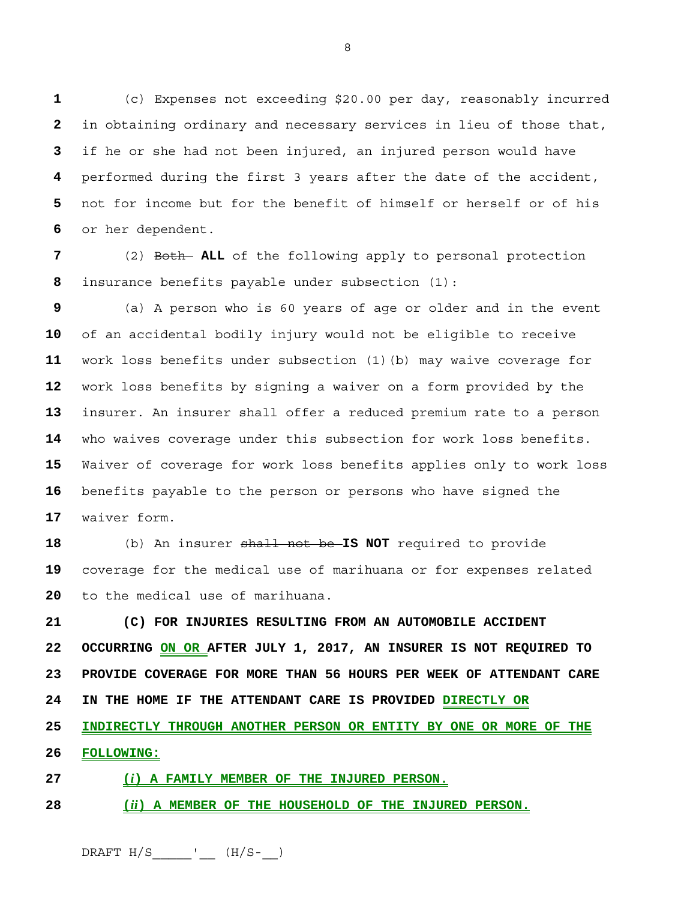(c) Expenses not exceeding $20.00 per day, reasonably incurred in obtaining ordinary and necessary services in lieu of those that, if he or she had not been injured, an injured person would have performed during the first 3 years after the date of the accident, not for income but for the benefit of himself or herself or of his or her dependent.

(2) ~~Both~~ **ALL** of the following apply to personal protection insurance benefits payable under subsection (1):

(a) A person who is 60 years of age or older and in the event of an accidental bodily injury would not be eligible to receive work loss benefits under subsection (1)(b) may waive coverage for work loss benefits by signing a waiver on a form provided by the insurer. An insurer shall offer a reduced premium rate to a person who waives coverage under this subsection for work loss benefits. Waiver of coverage for work loss benefits applies only to work loss benefits payable to the person or persons who have signed the waiver form.

(b) An insurer ~~shall not be~~ **IS NOT** required to provide coverage for the medical use of marihuana or for expenses related to the medical use of marihuana.

**(C) FOR INJURIES RESULTING FROM AN AUTOMOBILE ACCIDENT OCCURRING ON OR AFTER JULY 1, 2017, AN INSURER IS NOT REQUIRED TO PROVIDE COVERAGE FOR MORE THAN 56 HOURS PER WEEK OF ATTENDANT CARE IN THE HOME IF THE ATTENDANT CARE IS PROVIDED DIRECTLY OR INDIRECTLY THROUGH ANOTHER PERSON OR ENTITY BY ONE OR MORE OF THE FOLLOWING:**

**(*i*) A FAMILY MEMBER OF THE INJURED PERSON.**

**(*ii*) A MEMBER OF THE HOUSEHOLD OF THE INJURED PERSON.**

DRAFT H/S_____'__ (H/S-__)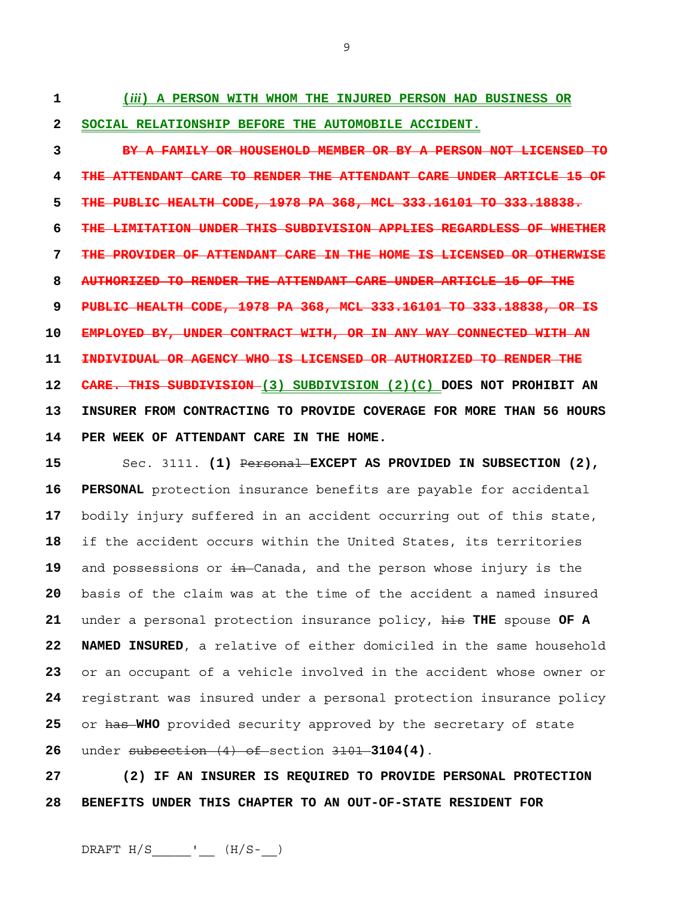(*iii*) A PERSON WITH WHOM THE INJURED PERSON HAD BUSINESS OR SOCIAL RELATIONSHIP BEFORE THE AUTOMOBILE ACCIDENT.

~~**BY A FAMILY OR HOUSEHOLD MEMBER OR BY A PERSON NOT LICENSED TO THE ATTENDANT CARE TO RENDER THE ATTENDANT CARE UNDER ARTICLE 15 OF THE PUBLIC HEALTH CODE, 1978 PA 368, MCL 333.16101 TO 333.18838. THE LIMITATION UNDER THIS SUBDIVISION APPLIES REGARDLESS OF WHETHER THE PROVIDER OF ATTENDANT CARE IN THE HOME IS LICENSED OR OTHERWISE AUTHORIZED TO RENDER THE ATTENDANT CARE UNDER ARTICLE 15 OF THE PUBLIC HEALTH CODE, 1978 PA 368, MCL 333.16101 TO 333.18838, OR IS EMPLOYED BY, UNDER CONTRACT WITH, OR IN ANY WAY CONNECTED WITH AN INDIVIDUAL OR AGENCY WHO IS LICENSED OR AUTHORIZED TO RENDER THE CARE. THIS SUBDIVISION**~~ (3) SUBDIVISION (2)(C) **DOES NOT PROHIBIT AN INSURER FROM CONTRACTING TO PROVIDE COVERAGE FOR MORE THAN 56 HOURS PER WEEK OF ATTENDANT CARE IN THE HOME.**

Sec. 3111. **(1)** ~~Personal~~ **EXCEPT AS PROVIDED IN SUBSECTION (2), PERSONAL** protection insurance benefits are payable for accidental bodily injury suffered in an accident occurring out of this state, if the accident occurs within the United States, its territories and possessions or ~~in~~ Canada, and the person whose injury is the basis of the claim was at the time of the accident a named insured under a personal protection insurance policy, ~~his~~ **THE** spouse **OF A NAMED INSURED**, a relative of either domiciled in the same household or an occupant of a vehicle involved in the accident whose owner or registrant was insured under a personal protection insurance policy or ~~has~~ **WHO** provided security approved by the secretary of state under ~~subsection (4) of~~ section ~~3101~~ **3104(4)**.

**(2) IF AN INSURER IS REQUIRED TO PROVIDE PERSONAL PROTECTION BENEFITS UNDER THIS CHAPTER TO AN OUT-OF-STATE RESIDENT FOR**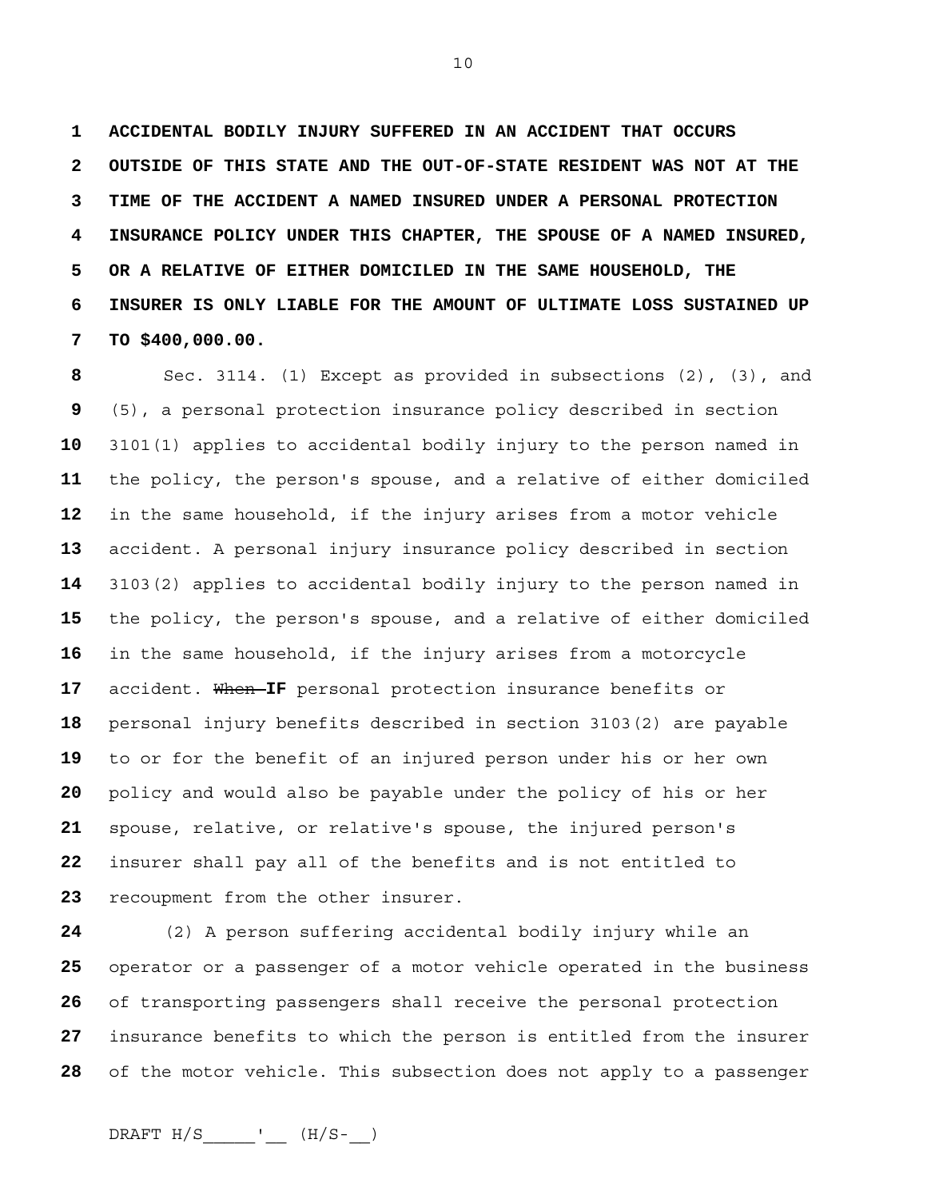**ACCIDENTAL BODILY INJURY SUFFERED IN AN ACCIDENT THAT OCCURS OUTSIDE OF THIS STATE AND THE OUT-OF-STATE RESIDENT WAS NOT AT THE TIME OF THE ACCIDENT A NAMED INSURED UNDER A PERSONAL PROTECTION INSURANCE POLICY UNDER THIS CHAPTER, THE SPOUSE OF A NAMED INSURED, OR A RELATIVE OF EITHER DOMICILED IN THE SAME HOUSEHOLD, THE INSURER IS ONLY LIABLE FOR THE AMOUNT OF ULTIMATE LOSS SUSTAINED UP TO $400,000.00.**

Sec. 3114. (1) Except as provided in subsections (2), (3), and (5), a personal protection insurance policy described in section 3101(1) applies to accidental bodily injury to the person named in the policy, the person's spouse, and a relative of either domiciled in the same household, if the injury arises from a motor vehicle accident. A personal injury insurance policy described in section 3103(2) applies to accidental bodily injury to the person named in the policy, the person's spouse, and a relative of either domiciled in the same household, if the injury arises from a motorcycle accident. ~~When~~ **IF** personal protection insurance benefits or personal injury benefits described in section 3103(2) are payable to or for the benefit of an injured person under his or her own policy and would also be payable under the policy of his or her spouse, relative, or relative's spouse, the injured person's insurer shall pay all of the benefits and is not entitled to recoupment from the other insurer.

(2) A person suffering accidental bodily injury while an operator or a passenger of a motor vehicle operated in the business of transporting passengers shall receive the personal protection insurance benefits to which the person is entitled from the insurer of the motor vehicle. This subsection does not apply to a passenger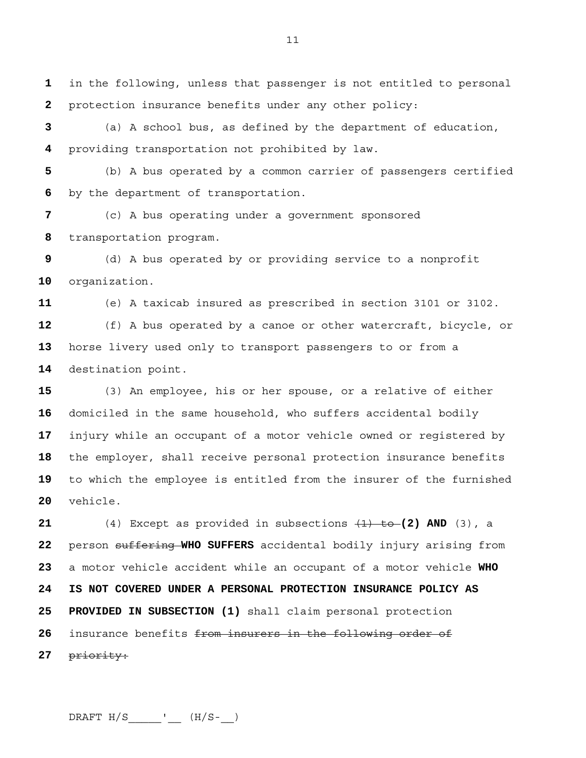in the following, unless that passenger is not entitled to personal protection insurance benefits under any other policy:

(a) A school bus, as defined by the department of education, providing transportation not prohibited by law.

(b) A bus operated by a common carrier of passengers certified by the department of transportation.

(c) A bus operating under a government sponsored transportation program.

(d) A bus operated by or providing service to a nonprofit organization.

(e) A taxicab insured as prescribed in section 3101 or 3102.

(f) A bus operated by a canoe or other watercraft, bicycle, or horse livery used only to transport passengers to or from a destination point.

(3) An employee, his or her spouse, or a relative of either domiciled in the same household, who suffers accidental bodily injury while an occupant of a motor vehicle owned or registered by the employer, shall receive personal protection insurance benefits to which the employee is entitled from the insurer of the furnished vehicle.

(4) Except as provided in subsections ~~(1) to~~ **(2) AND** (3), a person ~~suffering~~ **WHO SUFFERS** accidental bodily injury arising from a motor vehicle accident while an occupant of a motor vehicle **WHO IS NOT COVERED UNDER A PERSONAL PROTECTION INSURANCE POLICY AS PROVIDED IN SUBSECTION (1)** shall claim personal protection insurance benefits ~~from insurers in the following order of priority:~~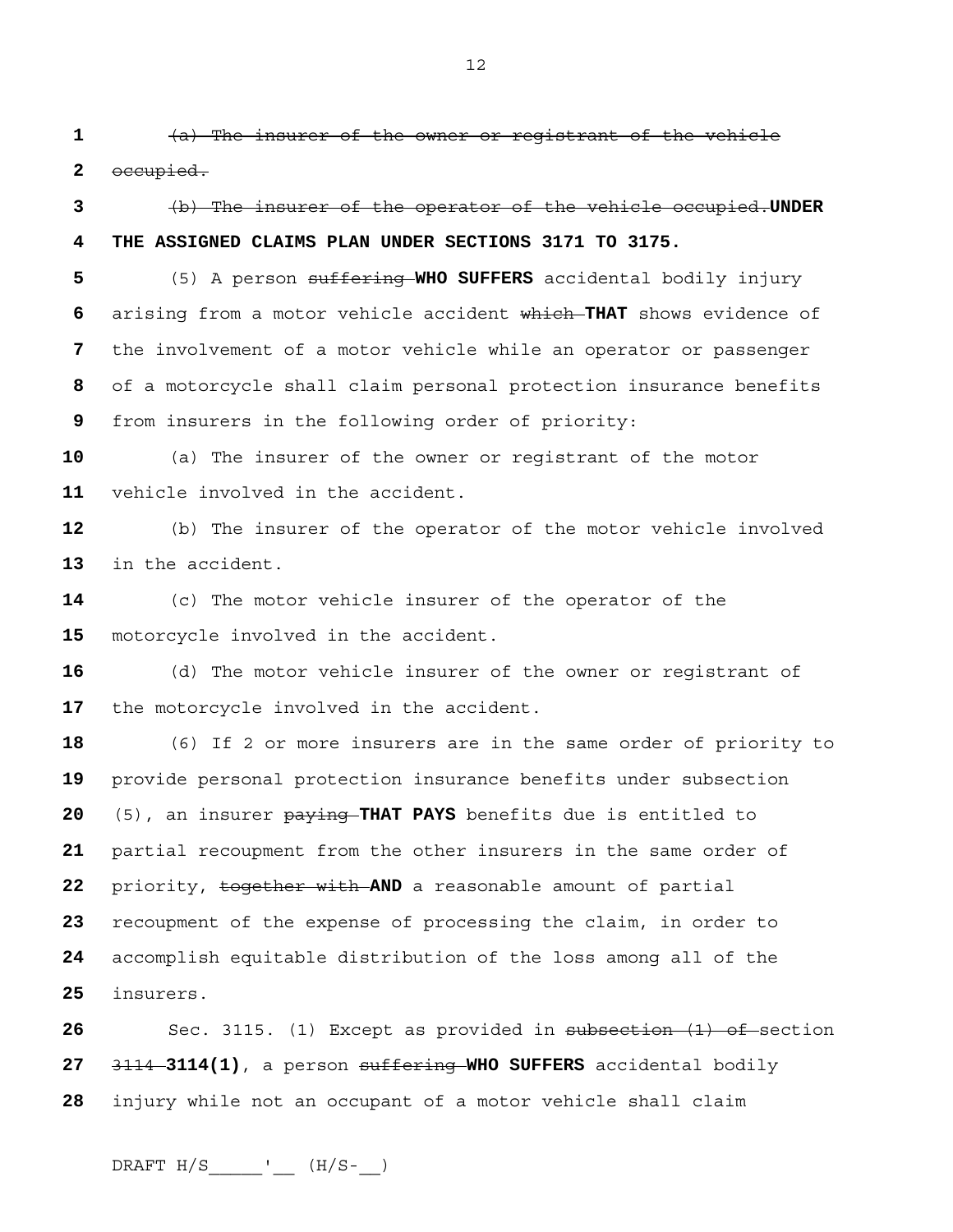~~(a) The insurer of the owner or registrant of the vehicle occupied.~~

~~(b) The insurer of the operator of the vehicle occupied.~~**UNDER THE ASSIGNED CLAIMS PLAN UNDER SECTIONS 3171 TO 3175.**

(5) A person ~~suffering~~ **WHO SUFFERS** accidental bodily injury arising from a motor vehicle accident ~~which~~ **THAT** shows evidence of the involvement of a motor vehicle while an operator or passenger of a motorcycle shall claim personal protection insurance benefits from insurers in the following order of priority:

(a) The insurer of the owner or registrant of the motor vehicle involved in the accident.

(b) The insurer of the operator of the motor vehicle involved in the accident.

(c) The motor vehicle insurer of the operator of the motorcycle involved in the accident.

(d) The motor vehicle insurer of the owner or registrant of the motorcycle involved in the accident.

(6) If 2 or more insurers are in the same order of priority to provide personal protection insurance benefits under subsection (5), an insurer ~~paying~~ **THAT PAYS** benefits due is entitled to partial recoupment from the other insurers in the same order of priority, ~~together with~~ **AND** a reasonable amount of partial recoupment of the expense of processing the claim, in order to accomplish equitable distribution of the loss among all of the insurers.

Sec. 3115. (1) Except as provided in ~~subsection (1) of~~ section ~~3114~~ **3114(1)**, a person ~~suffering~~ **WHO SUFFERS** accidental bodily injury while not an occupant of a motor vehicle shall claim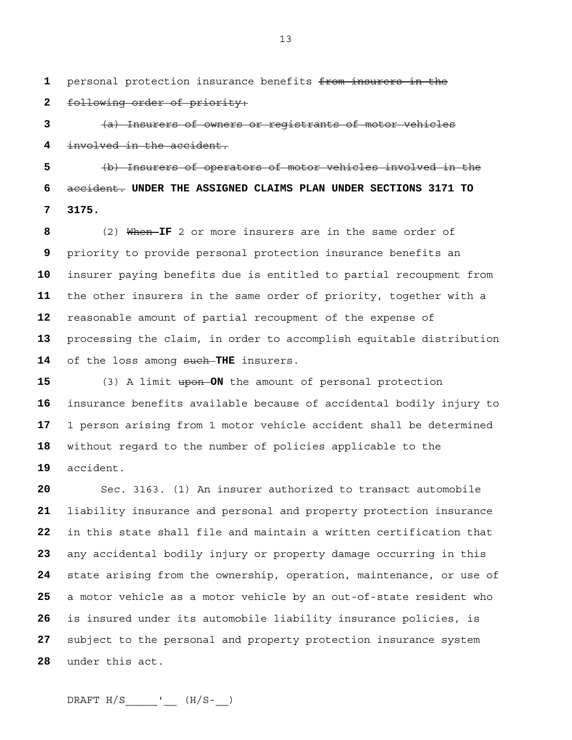personal protection insurance benefits ~~from insurers in the following order of priority:~~

~~(a) Insurers of owners or registrants of motor vehicles involved in the accident.~~

~~(b) Insurers of operators of motor vehicles involved in the accident.~~ **UNDER THE ASSIGNED CLAIMS PLAN UNDER SECTIONS 3171 TO 3175.**

(2) ~~When~~ **IF** 2 or more insurers are in the same order of priority to provide personal protection insurance benefits an insurer paying benefits due is entitled to partial recoupment from the other insurers in the same order of priority, together with a reasonable amount of partial recoupment of the expense of processing the claim, in order to accomplish equitable distribution of the loss among ~~such~~ **THE** insurers.

(3) A limit ~~upon~~ **ON** the amount of personal protection insurance benefits available because of accidental bodily injury to 1 person arising from 1 motor vehicle accident shall be determined without regard to the number of policies applicable to the accident.

Sec. 3163. (1) An insurer authorized to transact automobile liability insurance and personal and property protection insurance in this state shall file and maintain a written certification that any accidental bodily injury or property damage occurring in this state arising from the ownership, operation, maintenance, or use of a motor vehicle as a motor vehicle by an out-of-state resident who is insured under its automobile liability insurance policies, is subject to the personal and property protection insurance system under this act.

DRAFT H/S_____'__ (H/S-__)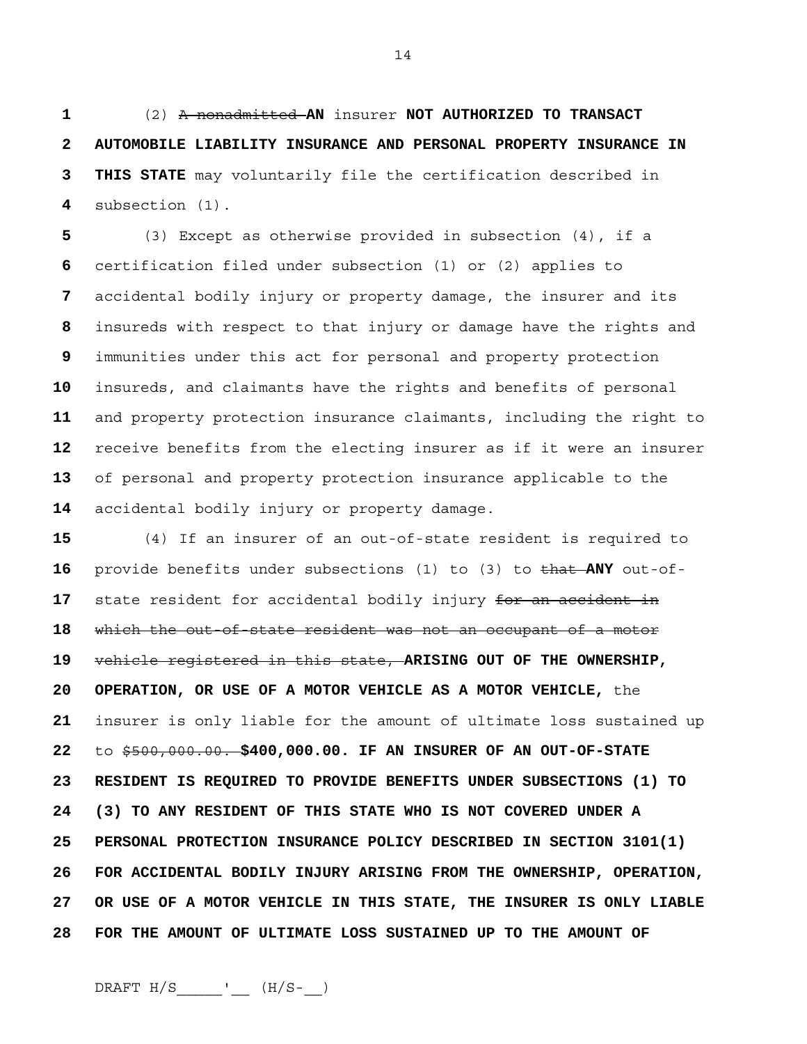(2) ~~A nonadmitted~~ **AN** insurer **NOT AUTHORIZED TO TRANSACT AUTOMOBILE LIABILITY INSURANCE AND PERSONAL PROPERTY INSURANCE IN THIS STATE** may voluntarily file the certification described in subsection (1).

(3) Except as otherwise provided in subsection (4), if a certification filed under subsection (1) or (2) applies to accidental bodily injury or property damage, the insurer and its insureds with respect to that injury or damage have the rights and immunities under this act for personal and property protection insureds, and claimants have the rights and benefits of personal and property protection insurance claimants, including the right to receive benefits from the electing insurer as if it were an insurer of personal and property protection insurance applicable to the accidental bodily injury or property damage.

(4) If an insurer of an out-of-state resident is required to provide benefits under subsections (1) to (3) to ~~that~~ **ANY** out-of-state resident for accidental bodily injury ~~for an accident in which the out-of-state resident was not an occupant of a motor vehicle registered in this state,~~ **ARISING OUT OF THE OWNERSHIP, OPERATION, OR USE OF A MOTOR VEHICLE AS A MOTOR VEHICLE,** the insurer is only liable for the amount of ultimate loss sustained up to ~~$500,000.00.~~ **$400,000.00. IF AN INSURER OF AN OUT-OF-STATE RESIDENT IS REQUIRED TO PROVIDE BENEFITS UNDER SUBSECTIONS (1) TO (3) TO ANY RESIDENT OF THIS STATE WHO IS NOT COVERED UNDER A PERSONAL PROTECTION INSURANCE POLICY DESCRIBED IN SECTION 3101(1) FOR ACCIDENTAL BODILY INJURY ARISING FROM THE OWNERSHIP, OPERATION, OR USE OF A MOTOR VEHICLE IN THIS STATE, THE INSURER IS ONLY LIABLE FOR THE AMOUNT OF ULTIMATE LOSS SUSTAINED UP TO THE AMOUNT OF**

DRAFT H/S_____'__ (H/S-__)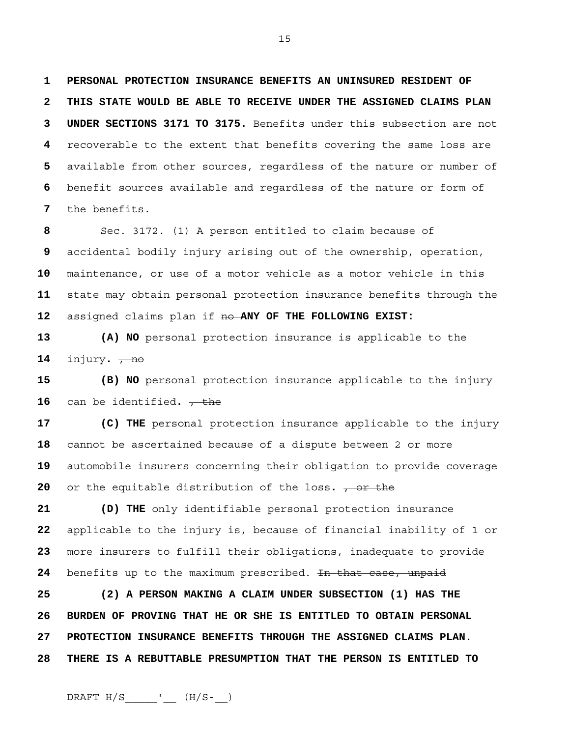**PERSONAL PROTECTION INSURANCE BENEFITS AN UNINSURED RESIDENT OF THIS STATE WOULD BE ABLE TO RECEIVE UNDER THE ASSIGNED CLAIMS PLAN UNDER SECTIONS 3171 TO 3175.** Benefits under this subsection are not recoverable to the extent that benefits covering the same loss are available from other sources, regardless of the nature or number of benefit sources available and regardless of the nature or form of the benefits.

Sec. 3172. (1) A person entitled to claim because of accidental bodily injury arising out of the ownership, operation, maintenance, or use of a motor vehicle as a motor vehicle in this state may obtain personal protection insurance benefits through the assigned claims plan if ~~no~~ **ANY OF THE FOLLOWING EXIST:**

**(A) NO** personal protection insurance is applicable to the injury. ~~, no~~

**(B) NO** personal protection insurance applicable to the injury can be identified. ~~, the~~

**(C) THE** personal protection insurance applicable to the injury cannot be ascertained because of a dispute between 2 or more automobile insurers concerning their obligation to provide coverage or the equitable distribution of the loss. ~~, or the~~

**(D) THE** only identifiable personal protection insurance applicable to the injury is, because of financial inability of 1 or more insurers to fulfill their obligations, inadequate to provide benefits up to the maximum prescribed. ~~In that case, unpaid~~

**(2) A PERSON MAKING A CLAIM UNDER SUBSECTION (1) HAS THE BURDEN OF PROVING THAT HE OR SHE IS ENTITLED TO OBTAIN PERSONAL PROTECTION INSURANCE BENEFITS THROUGH THE ASSIGNED CLAIMS PLAN. THERE IS A REBUTTABLE PRESUMPTION THAT THE PERSON IS ENTITLED TO**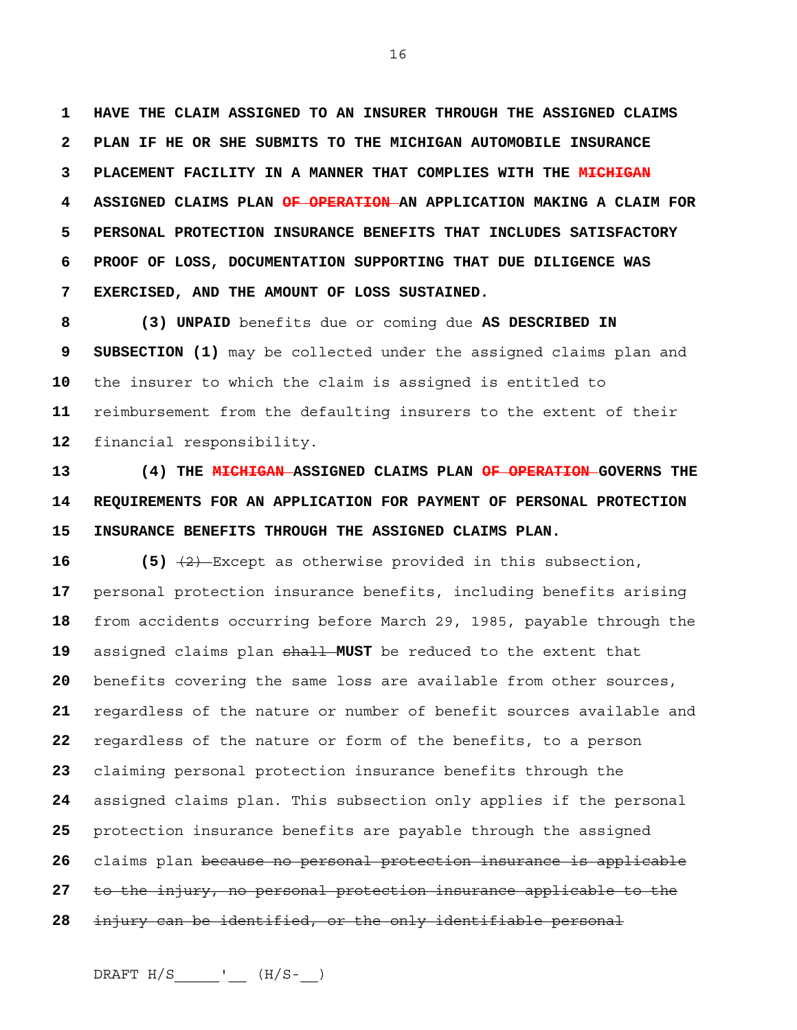**HAVE THE CLAIM ASSIGNED TO AN INSURER THROUGH THE ASSIGNED CLAIMS PLAN IF HE OR SHE SUBMITS TO THE MICHIGAN AUTOMOBILE INSURANCE PLACEMENT FACILITY IN A MANNER THAT COMPLIES WITH THE ~~MICHIGAN~~ ASSIGNED CLAIMS PLAN ~~OF OPERATION~~ AN APPLICATION MAKING A CLAIM FOR PERSONAL PROTECTION INSURANCE BENEFITS THAT INCLUDES SATISFACTORY PROOF OF LOSS, DOCUMENTATION SUPPORTING THAT DUE DILIGENCE WAS EXERCISED, AND THE AMOUNT OF LOSS SUSTAINED.**

**(3) UNPAID** benefits due or coming due **AS DESCRIBED IN SUBSECTION (1)** may be collected under the assigned claims plan and the insurer to which the claim is assigned is entitled to reimbursement from the defaulting insurers to the extent of their financial responsibility.

**(4) THE ~~MICHIGAN~~ ASSIGNED CLAIMS PLAN ~~OF OPERATION~~ GOVERNS THE REQUIREMENTS FOR AN APPLICATION FOR PAYMENT OF PERSONAL PROTECTION INSURANCE BENEFITS THROUGH THE ASSIGNED CLAIMS PLAN.**

**(5)** ~~(2)~~ Except as otherwise provided in this subsection, personal protection insurance benefits, including benefits arising from accidents occurring before March 29, 1985, payable through the assigned claims plan ~~shall~~ **MUST** be reduced to the extent that benefits covering the same loss are available from other sources, regardless of the nature or number of benefit sources available and regardless of the nature or form of the benefits, to a person claiming personal protection insurance benefits through the assigned claims plan. This subsection only applies if the personal protection insurance benefits are payable through the assigned claims plan ~~because no personal protection insurance is applicable to the injury, no personal protection insurance applicable to the injury can be identified, or the only identifiable personal~~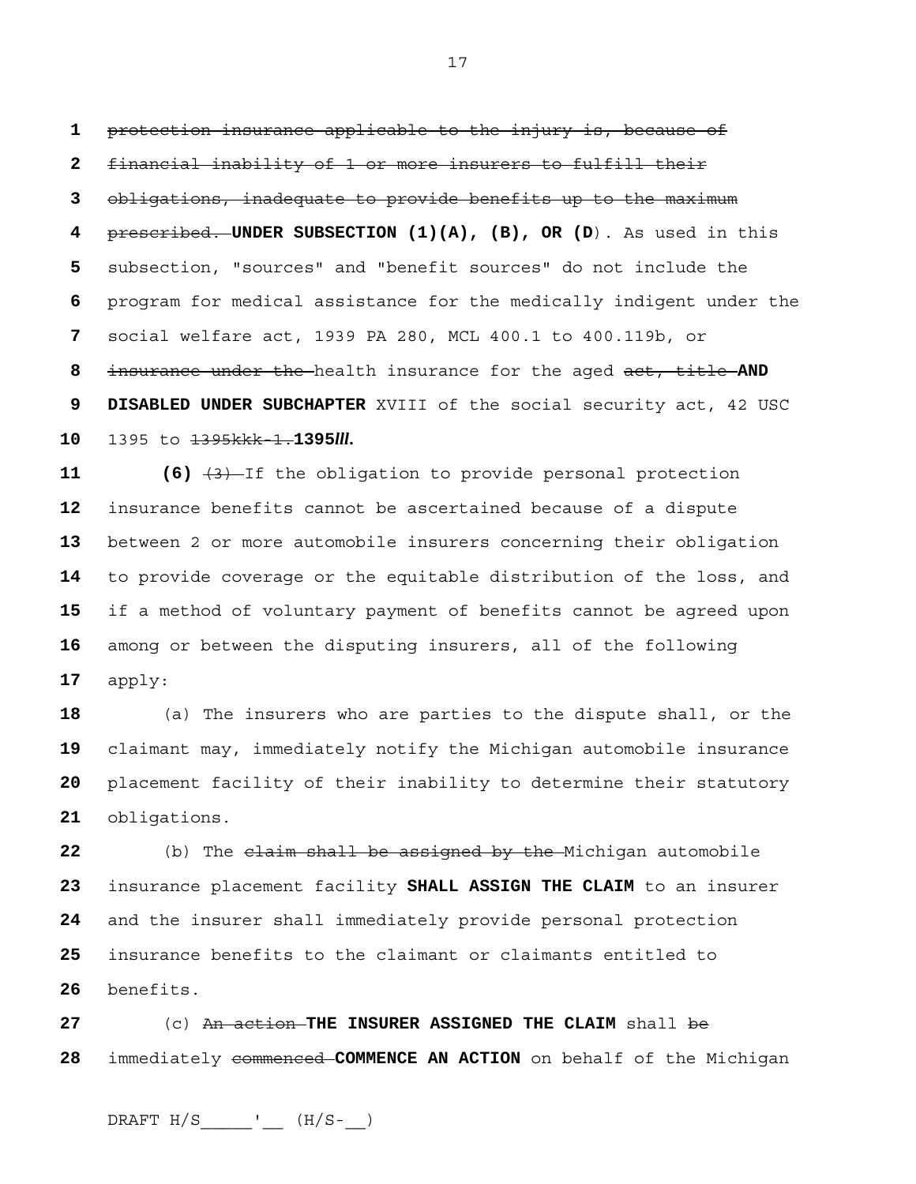~~protection insurance applicable to the injury is, because of financial inability of 1 or more insurers to fulfill their obligations, inadequate to provide benefits up to the maximum prescribed.~~ **UNDER SUBSECTION (1)(A), (B), OR (D**). As used in this subsection, "sources" and "benefit sources" do not include the program for medical assistance for the medically indigent under the social welfare act, 1939 PA 280, MCL 400.1 to 400.119b, or ~~insurance under the~~ health insurance for the aged ~~act, title~~ **AND DISABLED UNDER SUBCHAPTER** XVIII of the social security act, 42 USC 1395 to ~~1395kkk-1.~~ **1395*lll*.**

**(6)** ~~(3)~~ If the obligation to provide personal protection insurance benefits cannot be ascertained because of a dispute between 2 or more automobile insurers concerning their obligation to provide coverage or the equitable distribution of the loss, and if a method of voluntary payment of benefits cannot be agreed upon among or between the disputing insurers, all of the following apply:

(a) The insurers who are parties to the dispute shall, or the claimant may, immediately notify the Michigan automobile insurance placement facility of their inability to determine their statutory obligations.

(b) The ~~claim shall be assigned by the~~ Michigan automobile insurance placement facility **SHALL ASSIGN THE CLAIM** to an insurer and the insurer shall immediately provide personal protection insurance benefits to the claimant or claimants entitled to benefits.

(c) ~~An action~~ **THE INSURER ASSIGNED THE CLAIM** shall ~~be~~ immediately ~~commenced~~ **COMMENCE AN ACTION** on behalf of the Michigan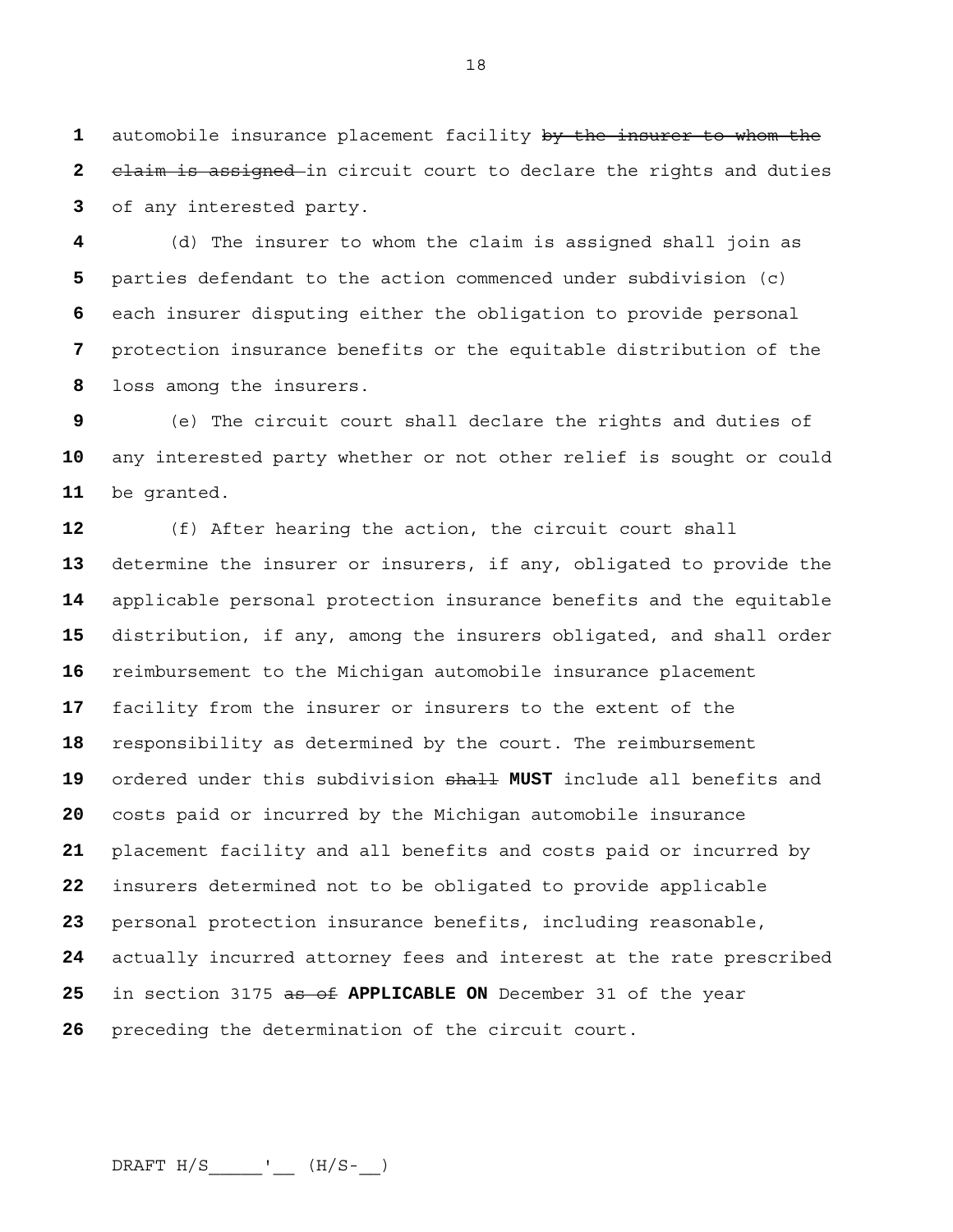automobile insurance placement facility ~~by the insurer to whom the claim is assigned~~ in circuit court to declare the rights and duties of any interested party.

(d) The insurer to whom the claim is assigned shall join as parties defendant to the action commenced under subdivision (c) each insurer disputing either the obligation to provide personal protection insurance benefits or the equitable distribution of the loss among the insurers.

(e) The circuit court shall declare the rights and duties of any interested party whether or not other relief is sought or could be granted.

(f) After hearing the action, the circuit court shall determine the insurer or insurers, if any, obligated to provide the applicable personal protection insurance benefits and the equitable distribution, if any, among the insurers obligated, and shall order reimbursement to the Michigan automobile insurance placement facility from the insurer or insurers to the extent of the responsibility as determined by the court. The reimbursement ordered under this subdivision ~~shall~~ **MUST** include all benefits and costs paid or incurred by the Michigan automobile insurance placement facility and all benefits and costs paid or incurred by insurers determined not to be obligated to provide applicable personal protection insurance benefits, including reasonable, actually incurred attorney fees and interest at the rate prescribed in section 3175 ~~as of~~ **APPLICABLE ON** December 31 of the year preceding the determination of the circuit court.

DRAFT H/S_____'__ (H/S-__)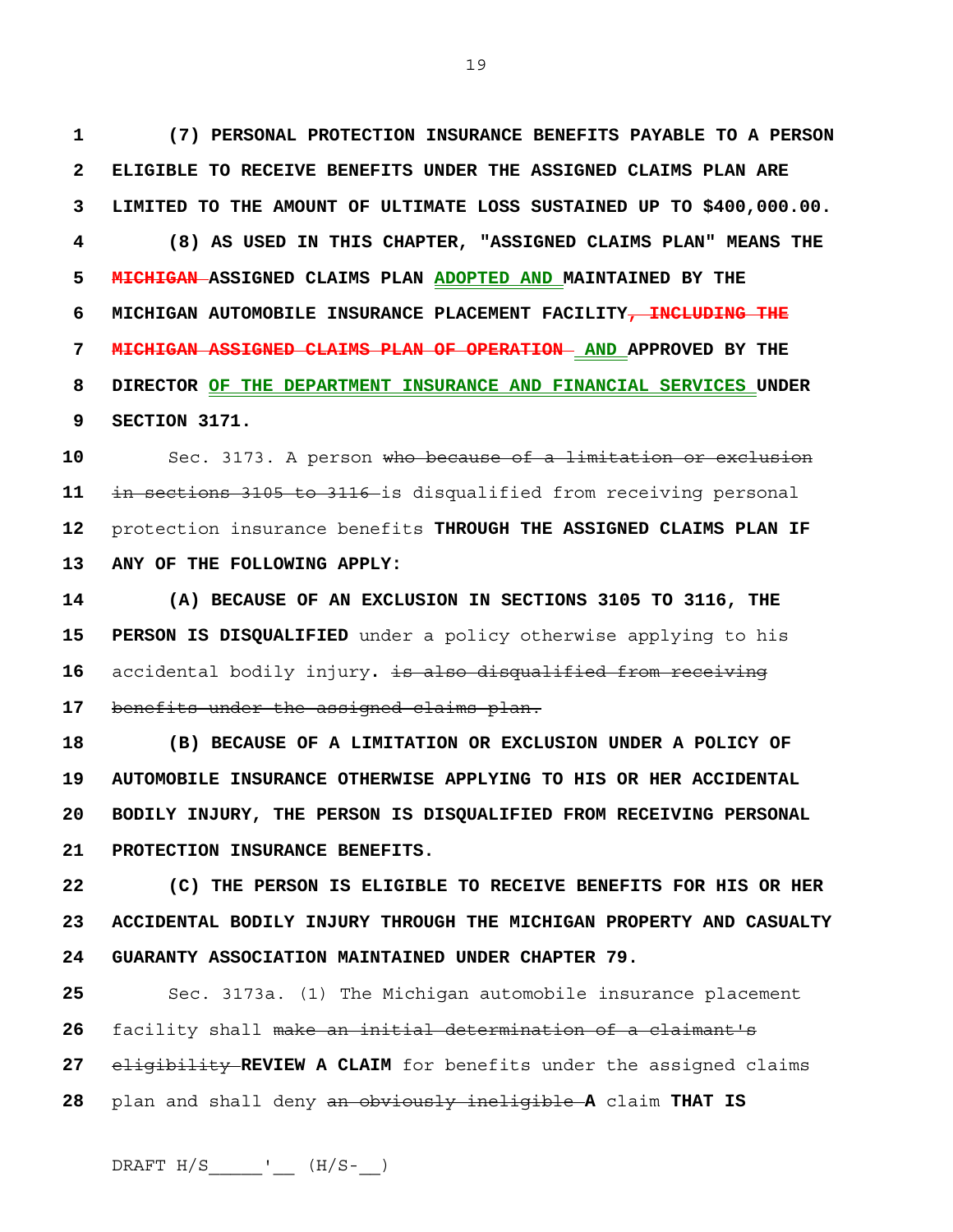**(7) PERSONAL PROTECTION INSURANCE BENEFITS PAYABLE TO A PERSON ELIGIBLE TO RECEIVE BENEFITS UNDER THE ASSIGNED CLAIMS PLAN ARE LIMITED TO THE AMOUNT OF ULTIMATE LOSS SUSTAINED UP TO $400,000.00.**

**(8) AS USED IN THIS CHAPTER, "ASSIGNED CLAIMS PLAN" MEANS THE ~~MICHIGAN~~ ASSIGNED CLAIMS PLAN ADOPTED AND MAINTAINED BY THE MICHIGAN AUTOMOBILE INSURANCE PLACEMENT FACILITY~~, INCLUDING THE MICHIGAN ASSIGNED CLAIMS PLAN OF OPERATION~~ AND APPROVED BY THE DIRECTOR OF THE DEPARTMENT INSURANCE AND FINANCIAL SERVICES UNDER SECTION 3171.**

Sec. 3173. A person ~~who because of a limitation or exclusion in sections 3105 to 3116~~ is disqualified from receiving personal protection insurance benefits **THROUGH THE ASSIGNED CLAIMS PLAN IF ANY OF THE FOLLOWING APPLY:**

**(A) BECAUSE OF AN EXCLUSION IN SECTIONS 3105 TO 3116, THE PERSON IS DISQUALIFIED** under a policy otherwise applying to his accidental bodily injury. ~~is also disqualified from receiving benefits under the assigned claims plan.~~

**(B) BECAUSE OF A LIMITATION OR EXCLUSION UNDER A POLICY OF AUTOMOBILE INSURANCE OTHERWISE APPLYING TO HIS OR HER ACCIDENTAL BODILY INJURY, THE PERSON IS DISQUALIFIED FROM RECEIVING PERSONAL PROTECTION INSURANCE BENEFITS.**

**(C) THE PERSON IS ELIGIBLE TO RECEIVE BENEFITS FOR HIS OR HER ACCIDENTAL BODILY INJURY THROUGH THE MICHIGAN PROPERTY AND CASUALTY GUARANTY ASSOCIATION MAINTAINED UNDER CHAPTER 79.**

Sec. 3173a. (1) The Michigan automobile insurance placement facility shall ~~make an initial determination of a claimant's eligibility~~ **REVIEW A CLAIM** for benefits under the assigned claims plan and shall deny ~~an obviously ineligible~~ **A** claim **THAT IS**

DRAFT H/S_____'__ (H/S-__)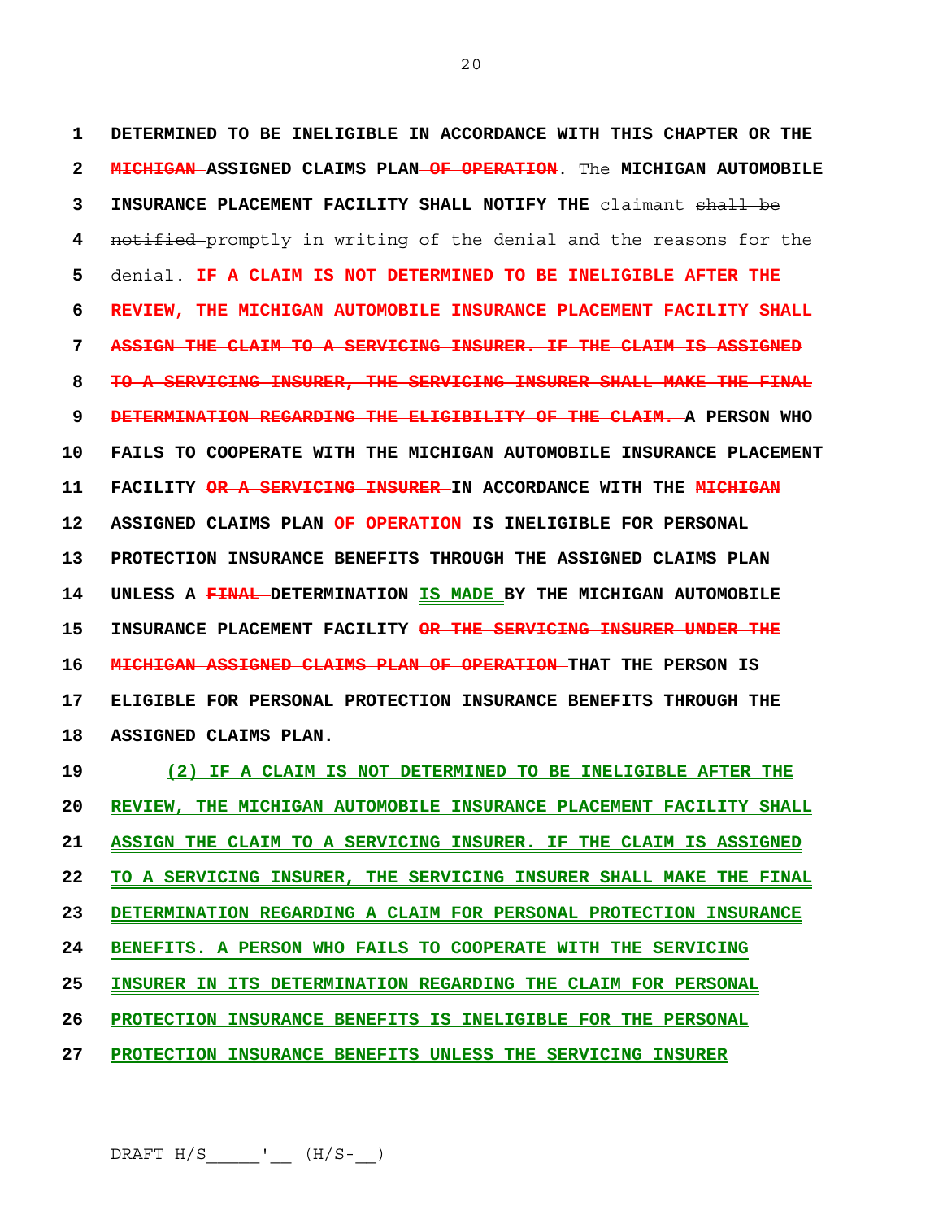1 DETERMINED TO BE INELIGIBLE IN ACCORDANCE WITH THIS CHAPTER OR THE

2 ~~MICHIGAN~~ ASSIGNED CLAIMS PLAN ~~OF OPERATION~~. The MICHIGAN AUTOMOBILE

3 INSURANCE PLACEMENT FACILITY SHALL NOTIFY THE claimant ~~shall be~~

4 ~~notified~~ promptly in writing of the denial and the reasons for the

5 denial. ~~IF A CLAIM IS NOT DETERMINED TO BE INELIGIBLE AFTER THE~~

6 ~~REVIEW, THE MICHIGAN AUTOMOBILE INSURANCE PLACEMENT FACILITY SHALL~~

7 ~~ASSIGN THE CLAIM TO A SERVICING INSURER. IF THE CLAIM IS ASSIGNED~~

8 ~~TO A SERVICING INSURER, THE SERVICING INSURER SHALL MAKE THE FINAL~~

9 ~~DETERMINATION REGARDING THE ELIGIBILITY OF THE CLAIM.~~ A PERSON WHO

10 FAILS TO COOPERATE WITH THE MICHIGAN AUTOMOBILE INSURANCE PLACEMENT

11 FACILITY ~~OR A SERVICING INSURER~~ IN ACCORDANCE WITH THE ~~MICHIGAN~~

12 ASSIGNED CLAIMS PLAN ~~OF OPERATION~~ IS INELIGIBLE FOR PERSONAL

13 PROTECTION INSURANCE BENEFITS THROUGH THE ASSIGNED CLAIMS PLAN

14 UNLESS A ~~FINAL~~ DETERMINATION IS MADE BY THE MICHIGAN AUTOMOBILE

15 INSURANCE PLACEMENT FACILITY ~~OR THE SERVICING INSURER UNDER THE~~

16 ~~MICHIGAN ASSIGNED CLAIMS PLAN OF OPERATION~~ THAT THE PERSON IS

17 ELIGIBLE FOR PERSONAL PROTECTION INSURANCE BENEFITS THROUGH THE

18 ASSIGNED CLAIMS PLAN.

19 (2) IF A CLAIM IS NOT DETERMINED TO BE INELIGIBLE AFTER THE

20 REVIEW, THE MICHIGAN AUTOMOBILE INSURANCE PLACEMENT FACILITY SHALL

21 ASSIGN THE CLAIM TO A SERVICING INSURER. IF THE CLAIM IS ASSIGNED

22 TO A SERVICING INSURER, THE SERVICING INSURER SHALL MAKE THE FINAL

23 DETERMINATION REGARDING A CLAIM FOR PERSONAL PROTECTION INSURANCE

24 BENEFITS. A PERSON WHO FAILS TO COOPERATE WITH THE SERVICING

25 INSURER IN ITS DETERMINATION REGARDING THE CLAIM FOR PERSONAL

26 PROTECTION INSURANCE BENEFITS IS INELIGIBLE FOR THE PERSONAL

27 PROTECTION INSURANCE BENEFITS UNLESS THE SERVICING INSURER

DRAFT H/S_____'__ (H/S-__)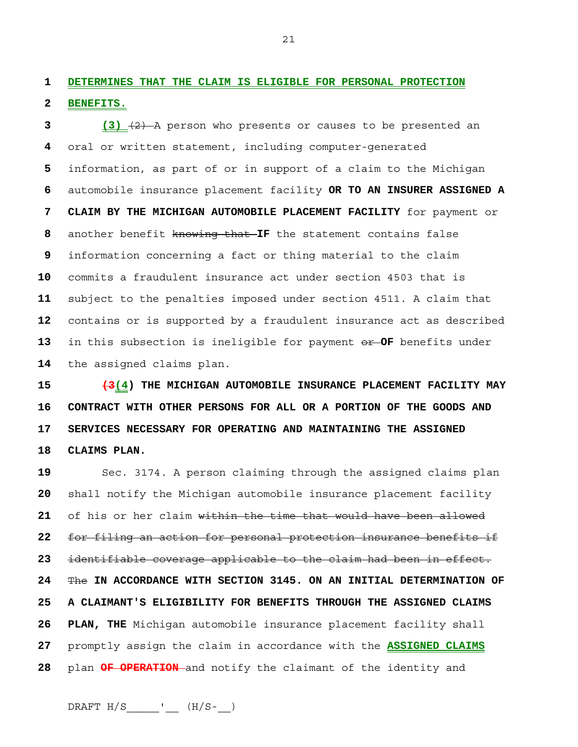**DETERMINES THAT THE CLAIM IS ELIGIBLE FOR PERSONAL PROTECTION BENEFITS.**

**(3)** ~~(2)~~ A person who presents or causes to be presented an oral or written statement, including computer-generated information, as part of or in support of a claim to the Michigan automobile insurance placement facility **OR TO AN INSURER ASSIGNED A CLAIM BY THE MICHIGAN AUTOMOBILE PLACEMENT FACILITY** for payment or another benefit ~~knowing that~~ **IF** the statement contains false information concerning a fact or thing material to the claim commits a fraudulent insurance act under section 4503 that is subject to the penalties imposed under section 4511. A claim that contains or is supported by a fraudulent insurance act as described in this subsection is ineligible for payment ~~or~~ **OF** benefits under the assigned claims plan.

**(~~3~~(4) THE MICHIGAN AUTOMOBILE INSURANCE PLACEMENT FACILITY MAY CONTRACT WITH OTHER PERSONS FOR ALL OR A PORTION OF THE GOODS AND SERVICES NECESSARY FOR OPERATING AND MAINTAINING THE ASSIGNED CLAIMS PLAN.**

Sec. 3174. A person claiming through the assigned claims plan shall notify the Michigan automobile insurance placement facility of his or her claim ~~within the time that would have been allowed for filing an action for personal protection insurance benefits if identifiable coverage applicable to the claim had been in effect.~~ ~~The~~ **IN ACCORDANCE WITH SECTION 3145. ON AN INITIAL DETERMINATION OF A CLAIMANT'S ELIGIBILITY FOR BENEFITS THROUGH THE ASSIGNED CLAIMS PLAN, THE** Michigan automobile insurance placement facility shall promptly assign the claim in accordance with the **ASSIGNED CLAIMS** plan ~~**OF OPERATION**~~ and notify the claimant of the identity and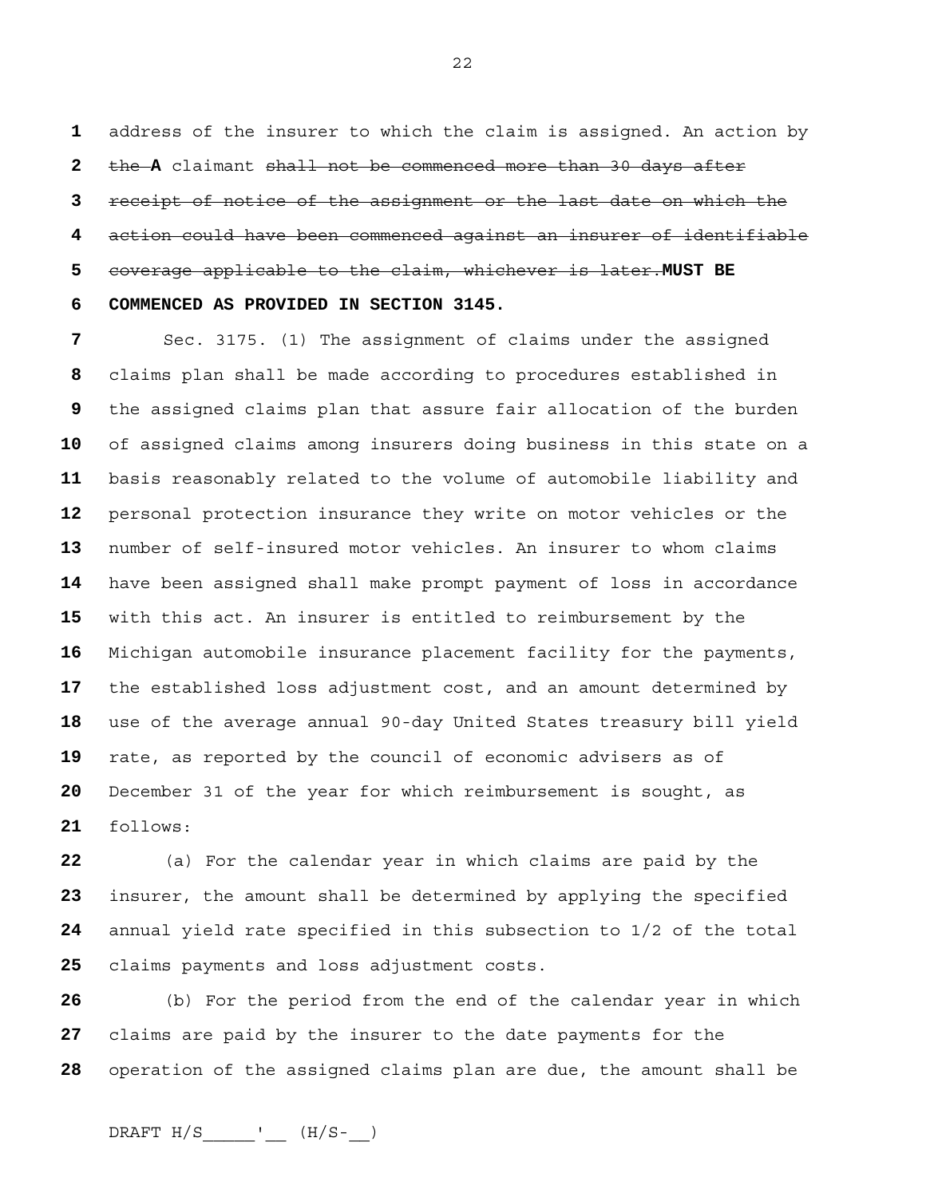address of the insurer to which the claim is assigned. An action by ~~the~~ **A** claimant ~~shall not be commenced more than 30 days after receipt of notice of the assignment or the last date on which the action could have been commenced against an insurer of identifiable coverage applicable to the claim, whichever is later.~~ **MUST BE COMMENCED AS PROVIDED IN SECTION 3145.**

Sec. 3175. (1) The assignment of claims under the assigned claims plan shall be made according to procedures established in the assigned claims plan that assure fair allocation of the burden of assigned claims among insurers doing business in this state on a basis reasonably related to the volume of automobile liability and personal protection insurance they write on motor vehicles or the number of self-insured motor vehicles. An insurer to whom claims have been assigned shall make prompt payment of loss in accordance with this act. An insurer is entitled to reimbursement by the Michigan automobile insurance placement facility for the payments, the established loss adjustment cost, and an amount determined by use of the average annual 90-day United States treasury bill yield rate, as reported by the council of economic advisers as of December 31 of the year for which reimbursement is sought, as follows:

(a) For the calendar year in which claims are paid by the insurer, the amount shall be determined by applying the specified annual yield rate specified in this subsection to 1/2 of the total claims payments and loss adjustment costs.

(b) For the period from the end of the calendar year in which claims are paid by the insurer to the date payments for the operation of the assigned claims plan are due, the amount shall be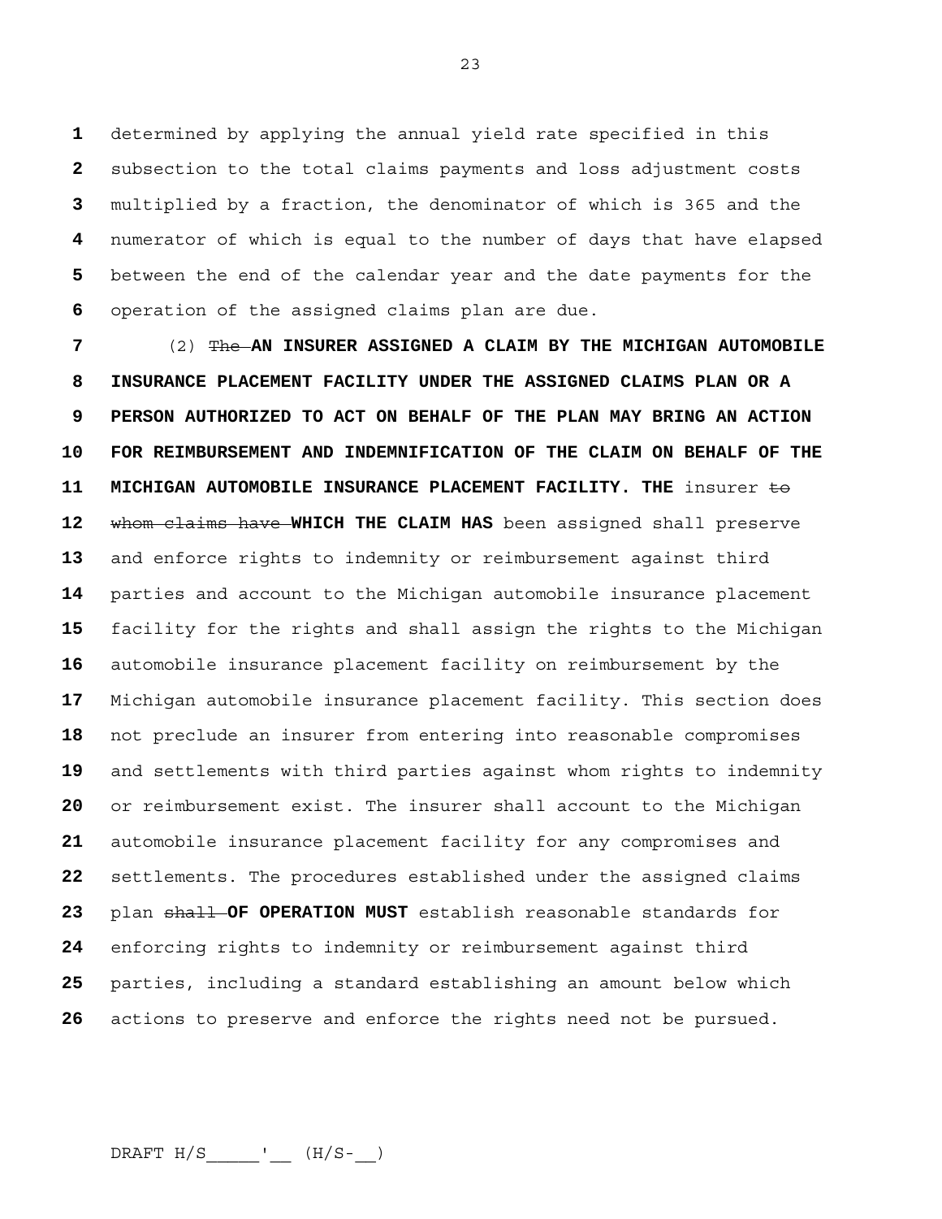determined by applying the annual yield rate specified in this subsection to the total claims payments and loss adjustment costs multiplied by a fraction, the denominator of which is 365 and the numerator of which is equal to the number of days that have elapsed between the end of the calendar year and the date payments for the operation of the assigned claims plan are due.

(2) ~~The~~ **AN INSURER ASSIGNED A CLAIM BY THE MICHIGAN AUTOMOBILE INSURANCE PLACEMENT FACILITY UNDER THE ASSIGNED CLAIMS PLAN OR A PERSON AUTHORIZED TO ACT ON BEHALF OF THE PLAN MAY BRING AN ACTION FOR REIMBURSEMENT AND INDEMNIFICATION OF THE CLAIM ON BEHALF OF THE MICHIGAN AUTOMOBILE INSURANCE PLACEMENT FACILITY. THE** insurer ~~to whom claims have~~ **WHICH THE CLAIM HAS** been assigned shall preserve and enforce rights to indemnity or reimbursement against third parties and account to the Michigan automobile insurance placement facility for the rights and shall assign the rights to the Michigan automobile insurance placement facility on reimbursement by the Michigan automobile insurance placement facility. This section does not preclude an insurer from entering into reasonable compromises and settlements with third parties against whom rights to indemnity or reimbursement exist. The insurer shall account to the Michigan automobile insurance placement facility for any compromises and settlements. The procedures established under the assigned claims plan ~~shall~~ **OF OPERATION MUST** establish reasonable standards for enforcing rights to indemnity or reimbursement against third parties, including a standard establishing an amount below which actions to preserve and enforce the rights need not be pursued.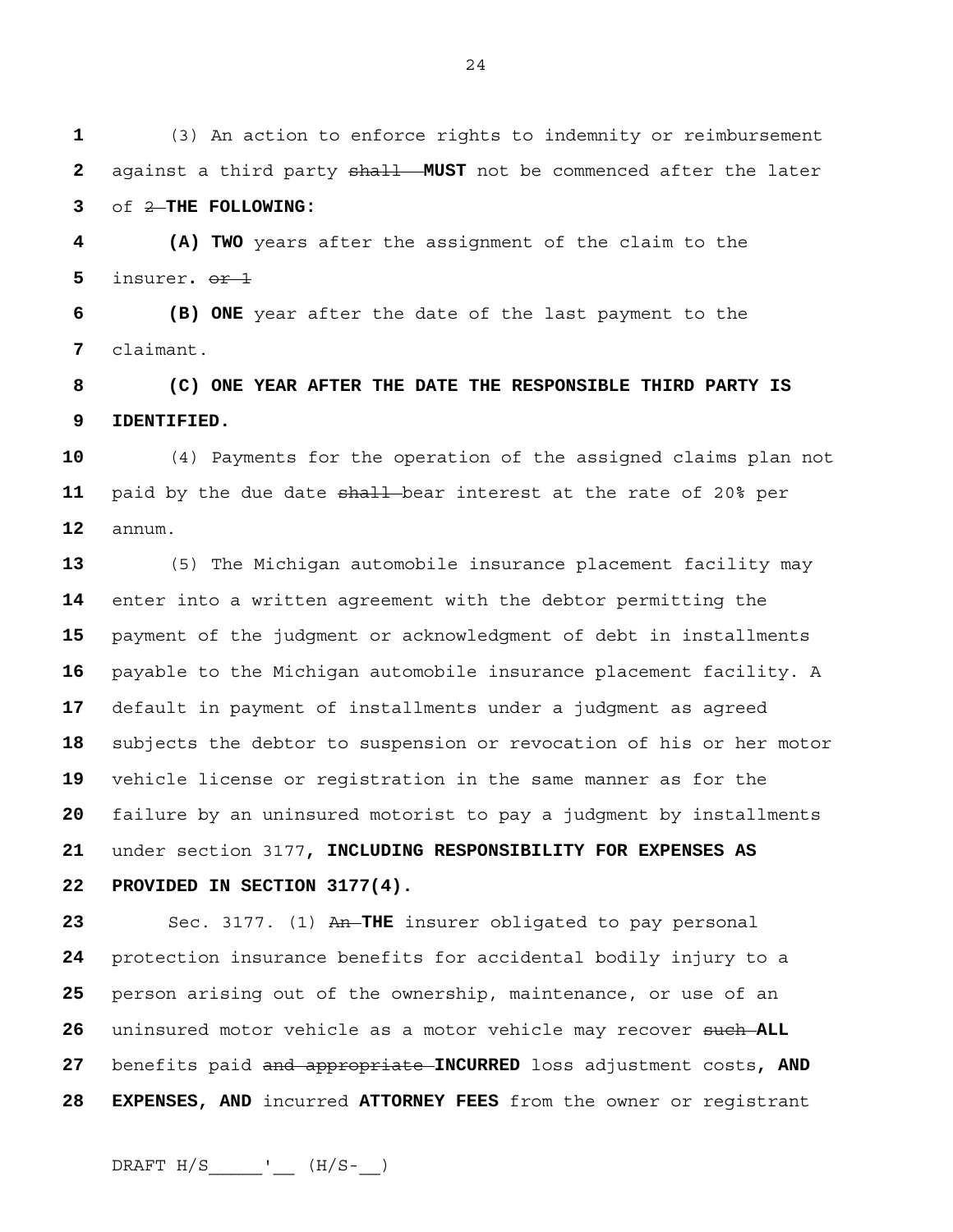(3) An action to enforce rights to indemnity or reimbursement against a third party ~~shall~~ **MUST** not be commenced after the later of ~~2~~ **THE FOLLOWING:**

**(A) TWO** years after the assignment of the claim to the insurer**.** ~~or 1~~

**(B) ONE** year after the date of the last payment to the claimant.

**(C) ONE YEAR AFTER THE DATE THE RESPONSIBLE THIRD PARTY IS IDENTIFIED.**

(4) Payments for the operation of the assigned claims plan not paid by the due date ~~shall~~ bear interest at the rate of 20% per annum.

(5) The Michigan automobile insurance placement facility may enter into a written agreement with the debtor permitting the payment of the judgment or acknowledgment of debt in installments payable to the Michigan automobile insurance placement facility. A default in payment of installments under a judgment as agreed subjects the debtor to suspension or revocation of his or her motor vehicle license or registration in the same manner as for the failure by an uninsured motorist to pay a judgment by installments under section 3177**, INCLUDING RESPONSIBILITY FOR EXPENSES AS PROVIDED IN SECTION 3177(4).**

Sec. 3177. (1) ~~An~~ **THE** insurer obligated to pay personal protection insurance benefits for accidental bodily injury to a person arising out of the ownership, maintenance, or use of an uninsured motor vehicle as a motor vehicle may recover ~~such~~ **ALL** benefits paid ~~and appropriate~~ **INCURRED** loss adjustment costs**, AND EXPENSES, AND** incurred **ATTORNEY FEES** from the owner or registrant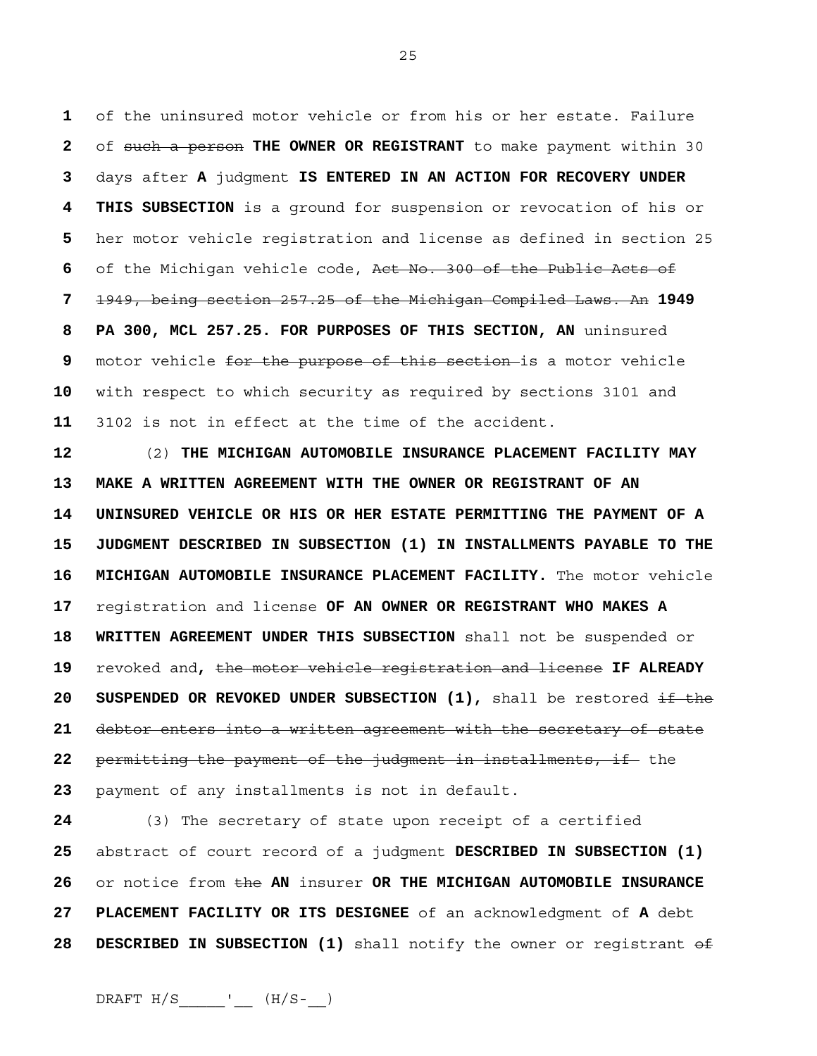of the uninsured motor vehicle or from his or her estate. Failure of ~~such a person~~ **THE OWNER OR REGISTRANT** to make payment within 30 days after **A** judgment **IS ENTERED IN AN ACTION FOR RECOVERY UNDER THIS SUBSECTION** is a ground for suspension or revocation of his or her motor vehicle registration and license as defined in section 25 of the Michigan vehicle code, ~~Act No. 300 of the Public Acts of 1949, being section 257.25 of the Michigan Compiled Laws. An~~ **1949 PA 300, MCL 257.25. FOR PURPOSES OF THIS SECTION, AN** uninsured motor vehicle ~~for the purpose of this section~~ is a motor vehicle with respect to which security as required by sections 3101 and 3102 is not in effect at the time of the accident.

(2) **THE MICHIGAN AUTOMOBILE INSURANCE PLACEMENT FACILITY MAY MAKE A WRITTEN AGREEMENT WITH THE OWNER OR REGISTRANT OF AN UNINSURED VEHICLE OR HIS OR HER ESTATE PERMITTING THE PAYMENT OF A JUDGMENT DESCRIBED IN SUBSECTION (1) IN INSTALLMENTS PAYABLE TO THE MICHIGAN AUTOMOBILE INSURANCE PLACEMENT FACILITY.** The motor vehicle registration and license **OF AN OWNER OR REGISTRANT WHO MAKES A WRITTEN AGREEMENT UNDER THIS SUBSECTION** shall not be suspended or revoked and**,** ~~the motor vehicle registration and license~~ **IF ALREADY SUSPENDED OR REVOKED UNDER SUBSECTION (1),** shall be restored ~~if the debtor enters into a written agreement with the secretary of state permitting the payment of the judgment in installments, if~~ the payment of any installments is not in default.

(3) The secretary of state upon receipt of a certified abstract of court record of a judgment **DESCRIBED IN SUBSECTION (1)** or notice from ~~the~~ **AN** insurer **OR THE MICHIGAN AUTOMOBILE INSURANCE PLACEMENT FACILITY OR ITS DESIGNEE** of an acknowledgment of **A** debt **DESCRIBED IN SUBSECTION (1)** shall notify the owner or registrant ~~of~~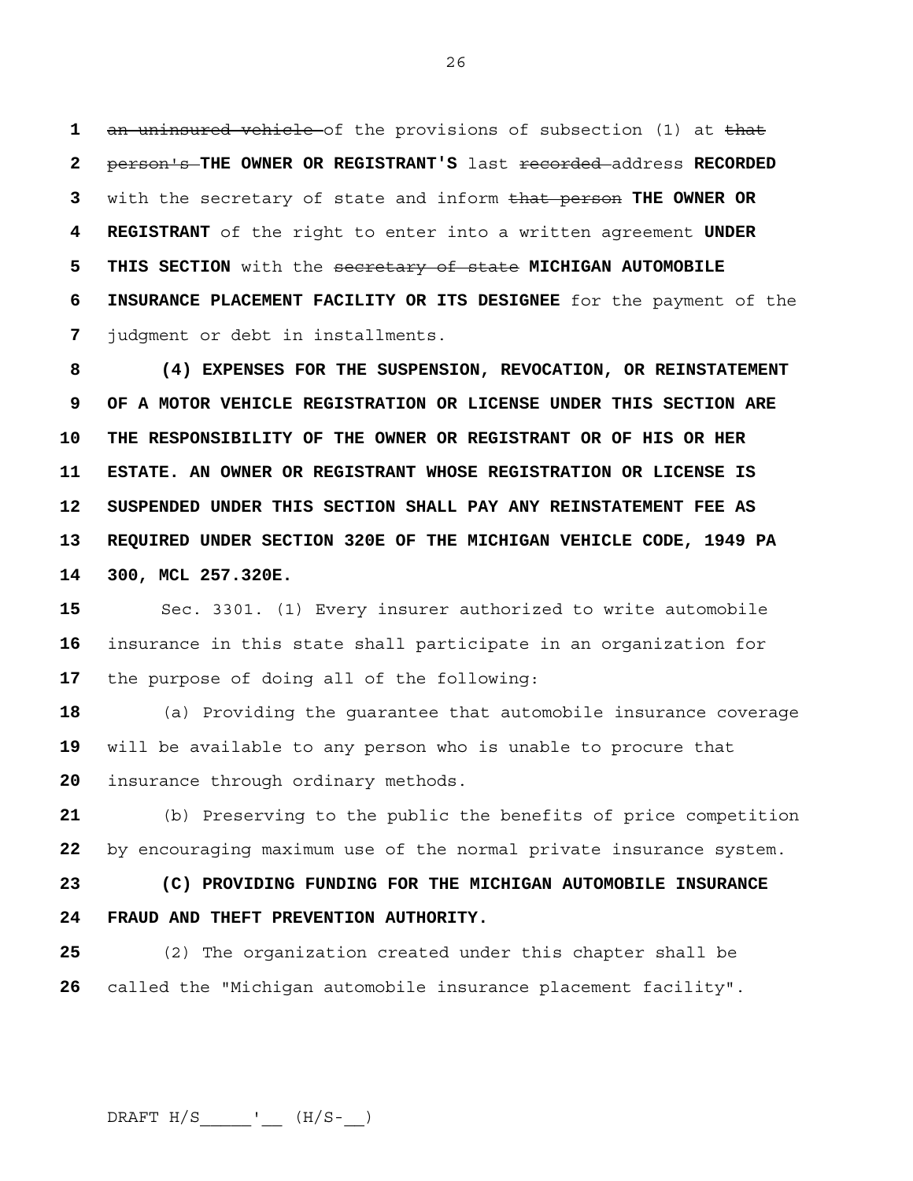~~an uninsured vehicle~~ of the provisions of subsection (1) at ~~that person's~~ **THE OWNER OR REGISTRANT'S** last ~~recorded~~ address **RECORDED** with the secretary of state and inform ~~that person~~ **THE OWNER OR REGISTRANT** of the right to enter into a written agreement **UNDER THIS SECTION** with the ~~secretary of state~~ **MICHIGAN AUTOMOBILE INSURANCE PLACEMENT FACILITY OR ITS DESIGNEE** for the payment of the judgment or debt in installments.

**(4) EXPENSES FOR THE SUSPENSION, REVOCATION, OR REINSTATEMENT OF A MOTOR VEHICLE REGISTRATION OR LICENSE UNDER THIS SECTION ARE THE RESPONSIBILITY OF THE OWNER OR REGISTRANT OR OF HIS OR HER ESTATE. AN OWNER OR REGISTRANT WHOSE REGISTRATION OR LICENSE IS SUSPENDED UNDER THIS SECTION SHALL PAY ANY REINSTATEMENT FEE AS REQUIRED UNDER SECTION 320E OF THE MICHIGAN VEHICLE CODE, 1949 PA 300, MCL 257.320E.**

Sec. 3301. (1) Every insurer authorized to write automobile insurance in this state shall participate in an organization for the purpose of doing all of the following:

(a) Providing the guarantee that automobile insurance coverage will be available to any person who is unable to procure that insurance through ordinary methods.

(b) Preserving to the public the benefits of price competition by encouraging maximum use of the normal private insurance system.

**(C) PROVIDING FUNDING FOR THE MICHIGAN AUTOMOBILE INSURANCE FRAUD AND THEFT PREVENTION AUTHORITY.**

(2) The organization created under this chapter shall be called the "Michigan automobile insurance placement facility".

DRAFT H/S_____'__ (H/S-__)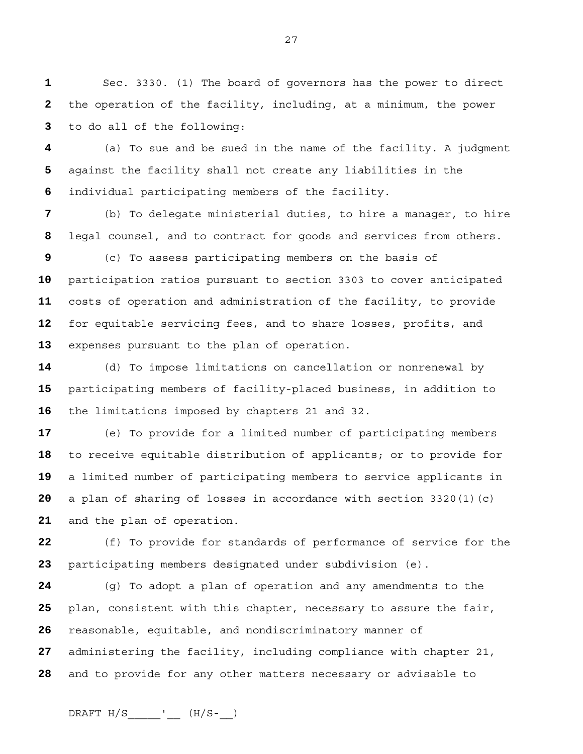Sec. 3330. (1) The board of governors has the power to direct the operation of the facility, including, at a minimum, the power to do all of the following:

(a) To sue and be sued in the name of the facility. A judgment against the facility shall not create any liabilities in the individual participating members of the facility.

(b) To delegate ministerial duties, to hire a manager, to hire legal counsel, and to contract for goods and services from others.

(c) To assess participating members on the basis of participation ratios pursuant to section 3303 to cover anticipated costs of operation and administration of the facility, to provide for equitable servicing fees, and to share losses, profits, and expenses pursuant to the plan of operation.

(d) To impose limitations on cancellation or nonrenewal by participating members of facility-placed business, in addition to the limitations imposed by chapters 21 and 32.

(e) To provide for a limited number of participating members to receive equitable distribution of applicants; or to provide for a limited number of participating members to service applicants in a plan of sharing of losses in accordance with section 3320(1)(c) and the plan of operation.

(f) To provide for standards of performance of service for the participating members designated under subdivision (e).

(g) To adopt a plan of operation and any amendments to the plan, consistent with this chapter, necessary to assure the fair, reasonable, equitable, and nondiscriminatory manner of administering the facility, including compliance with chapter 21, and to provide for any other matters necessary or advisable to

DRAFT H/S_____'__ (H/S-__)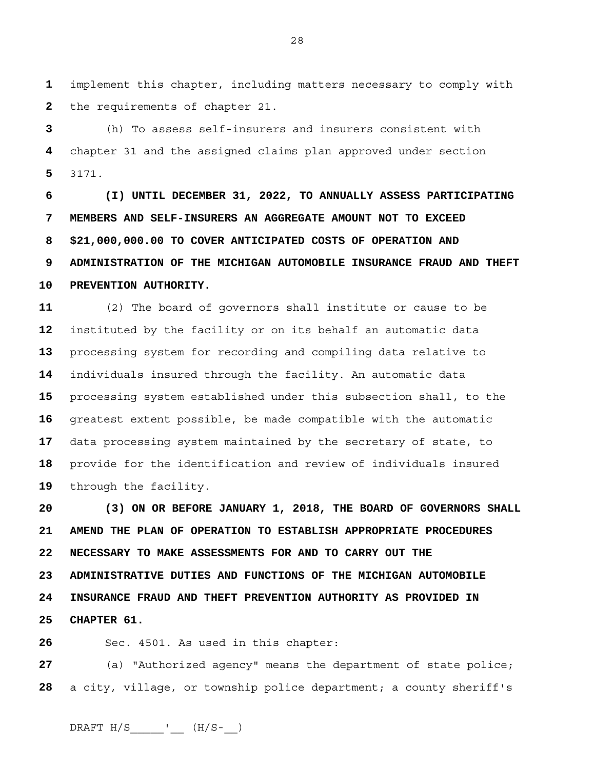implement this chapter, including matters necessary to comply with the requirements of chapter 21.

(h) To assess self-insurers and insurers consistent with chapter 31 and the assigned claims plan approved under section 3171.

**(I) UNTIL DECEMBER 31, 2022, TO ANNUALLY ASSESS PARTICIPATING MEMBERS AND SELF-INSURERS AN AGGREGATE AMOUNT NOT TO EXCEED $21,000,000.00 TO COVER ANTICIPATED COSTS OF OPERATION AND ADMINISTRATION OF THE MICHIGAN AUTOMOBILE INSURANCE FRAUD AND THEFT PREVENTION AUTHORITY.**

(2) The board of governors shall institute or cause to be instituted by the facility or on its behalf an automatic data processing system for recording and compiling data relative to individuals insured through the facility. An automatic data processing system established under this subsection shall, to the greatest extent possible, be made compatible with the automatic data processing system maintained by the secretary of state, to provide for the identification and review of individuals insured through the facility.

**(3) ON OR BEFORE JANUARY 1, 2018, THE BOARD OF GOVERNORS SHALL AMEND THE PLAN OF OPERATION TO ESTABLISH APPROPRIATE PROCEDURES NECESSARY TO MAKE ASSESSMENTS FOR AND TO CARRY OUT THE ADMINISTRATIVE DUTIES AND FUNCTIONS OF THE MICHIGAN AUTOMOBILE INSURANCE FRAUD AND THEFT PREVENTION AUTHORITY AS PROVIDED IN CHAPTER 61.**

Sec. 4501. As used in this chapter:

(a) "Authorized agency" means the department of state police; a city, village, or township police department; a county sheriff's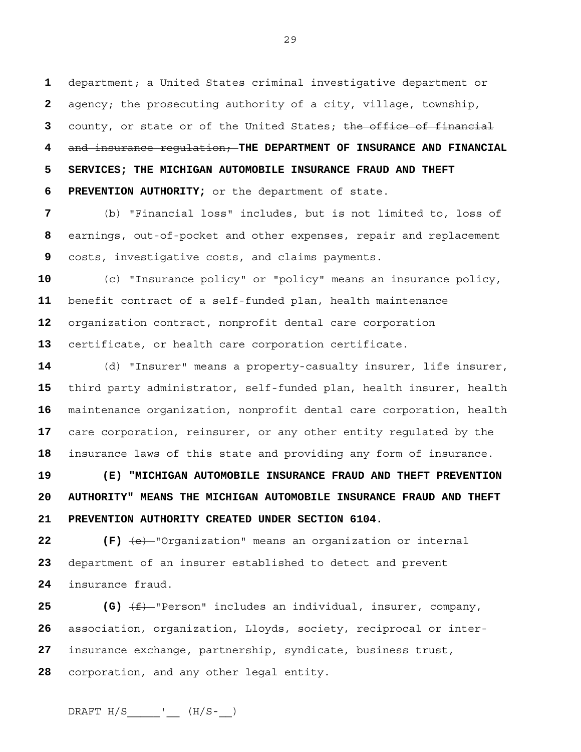department; a United States criminal investigative department or agency; the prosecuting authority of a city, village, township, county, or state or of the United States; ~~the office of financial and insurance regulation;~~ **THE DEPARTMENT OF INSURANCE AND FINANCIAL SERVICES; THE MICHIGAN AUTOMOBILE INSURANCE FRAUD AND THEFT PREVENTION AUTHORITY;** or the department of state.

(b) "Financial loss" includes, but is not limited to, loss of earnings, out-of-pocket and other expenses, repair and replacement costs, investigative costs, and claims payments.

(c) "Insurance policy" or "policy" means an insurance policy, benefit contract of a self-funded plan, health maintenance organization contract, nonprofit dental care corporation certificate, or health care corporation certificate.

(d) "Insurer" means a property-casualty insurer, life insurer, third party administrator, self-funded plan, health insurer, health maintenance organization, nonprofit dental care corporation, health care corporation, reinsurer, or any other entity regulated by the insurance laws of this state and providing any form of insurance.

**(E) "MICHIGAN AUTOMOBILE INSURANCE FRAUD AND THEFT PREVENTION AUTHORITY" MEANS THE MICHIGAN AUTOMOBILE INSURANCE FRAUD AND THEFT PREVENTION AUTHORITY CREATED UNDER SECTION 6104.**

**(F)** ~~(e)~~ "Organization" means an organization or internal department of an insurer established to detect and prevent insurance fraud.

**(G)** ~~(f)~~ "Person" includes an individual, insurer, company, association, organization, Lloyds, society, reciprocal or inter-insurance exchange, partnership, syndicate, business trust, corporation, and any other legal entity.

DRAFT H/S_____'__ (H/S-__)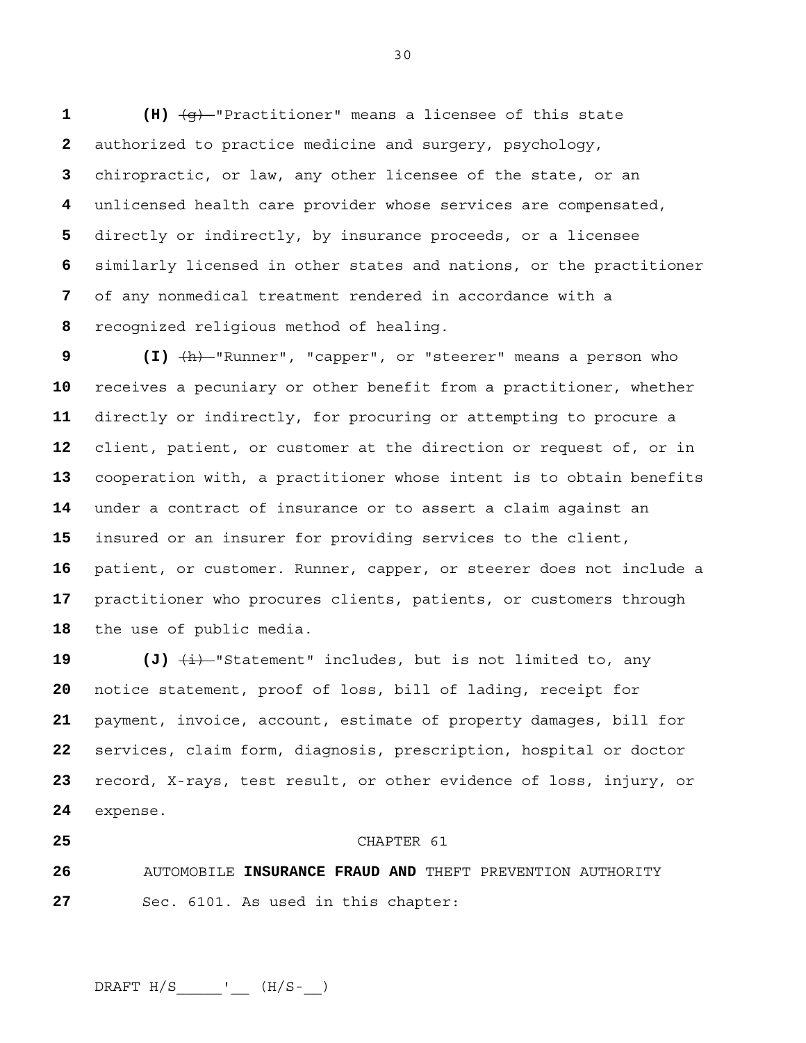**(H)** ~~(g)~~ "Practitioner" means a licensee of this state authorized to practice medicine and surgery, psychology, chiropractic, or law, any other licensee of the state, or an unlicensed health care provider whose services are compensated, directly or indirectly, by insurance proceeds, or a licensee similarly licensed in other states and nations, or the practitioner of any nonmedical treatment rendered in accordance with a recognized religious method of healing.

**(I)** ~~(h)~~ "Runner", "capper", or "steerer" means a person who receives a pecuniary or other benefit from a practitioner, whether directly or indirectly, for procuring or attempting to procure a client, patient, or customer at the direction or request of, or in cooperation with, a practitioner whose intent is to obtain benefits under a contract of insurance or to assert a claim against an insured or an insurer for providing services to the client, patient, or customer. Runner, capper, or steerer does not include a practitioner who procures clients, patients, or customers through the use of public media.

**(J)** ~~(i)~~ "Statement" includes, but is not limited to, any notice statement, proof of loss, bill of lading, receipt for payment, invoice, account, estimate of property damages, bill for services, claim form, diagnosis, prescription, hospital or doctor record, X-rays, test result, or other evidence of loss, injury, or expense.

CHAPTER 61

AUTOMOBILE **INSURANCE FRAUD AND** THEFT PREVENTION AUTHORITY

Sec. 6101. As used in this chapter: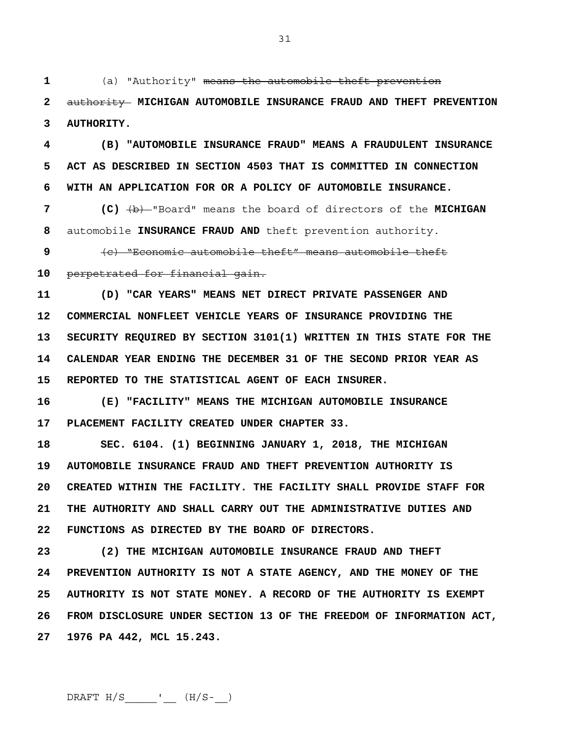(a) "Authority" ~~means the automobile theft prevention authority~~ **MICHIGAN AUTOMOBILE INSURANCE FRAUD AND THEFT PREVENTION AUTHORITY.**

**(B) "AUTOMOBILE INSURANCE FRAUD" MEANS A FRAUDULENT INSURANCE ACT AS DESCRIBED IN SECTION 4503 THAT IS COMMITTED IN CONNECTION WITH AN APPLICATION FOR OR A POLICY OF AUTOMOBILE INSURANCE.**

**(C)** ~~(b)~~ "Board" means the board of directors of the **MICHIGAN** automobile **INSURANCE FRAUD AND** theft prevention authority.

~~(c) "Economic automobile theft" means automobile theft perpetrated for financial gain.~~

**(D) "CAR YEARS" MEANS NET DIRECT PRIVATE PASSENGER AND COMMERCIAL NONFLEET VEHICLE YEARS OF INSURANCE PROVIDING THE SECURITY REQUIRED BY SECTION 3101(1) WRITTEN IN THIS STATE FOR THE CALENDAR YEAR ENDING THE DECEMBER 31 OF THE SECOND PRIOR YEAR AS REPORTED TO THE STATISTICAL AGENT OF EACH INSURER.**

**(E) "FACILITY" MEANS THE MICHIGAN AUTOMOBILE INSURANCE PLACEMENT FACILITY CREATED UNDER CHAPTER 33.**

**SEC. 6104. (1) BEGINNING JANUARY 1, 2018, THE MICHIGAN AUTOMOBILE INSURANCE FRAUD AND THEFT PREVENTION AUTHORITY IS CREATED WITHIN THE FACILITY. THE FACILITY SHALL PROVIDE STAFF FOR THE AUTHORITY AND SHALL CARRY OUT THE ADMINISTRATIVE DUTIES AND FUNCTIONS AS DIRECTED BY THE BOARD OF DIRECTORS.**

**(2) THE MICHIGAN AUTOMOBILE INSURANCE FRAUD AND THEFT PREVENTION AUTHORITY IS NOT A STATE AGENCY, AND THE MONEY OF THE AUTHORITY IS NOT STATE MONEY. A RECORD OF THE AUTHORITY IS EXEMPT FROM DISCLOSURE UNDER SECTION 13 OF THE FREEDOM OF INFORMATION ACT, 1976 PA 442, MCL 15.243.**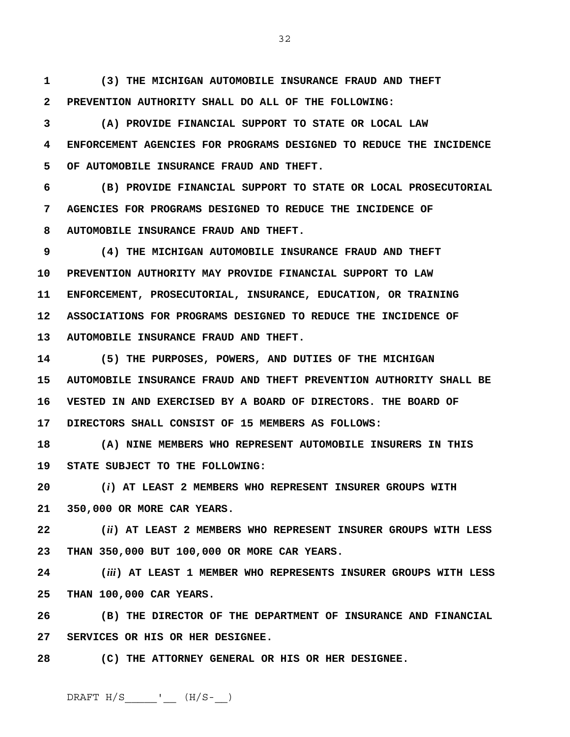**(3) THE MICHIGAN AUTOMOBILE INSURANCE FRAUD AND THEFT PREVENTION AUTHORITY SHALL DO ALL OF THE FOLLOWING:**

**(A) PROVIDE FINANCIAL SUPPORT TO STATE OR LOCAL LAW ENFORCEMENT AGENCIES FOR PROGRAMS DESIGNED TO REDUCE THE INCIDENCE OF AUTOMOBILE INSURANCE FRAUD AND THEFT.**

**(B) PROVIDE FINANCIAL SUPPORT TO STATE OR LOCAL PROSECUTORIAL AGENCIES FOR PROGRAMS DESIGNED TO REDUCE THE INCIDENCE OF AUTOMOBILE INSURANCE FRAUD AND THEFT.**

**(4) THE MICHIGAN AUTOMOBILE INSURANCE FRAUD AND THEFT PREVENTION AUTHORITY MAY PROVIDE FINANCIAL SUPPORT TO LAW ENFORCEMENT, PROSECUTORIAL, INSURANCE, EDUCATION, OR TRAINING ASSOCIATIONS FOR PROGRAMS DESIGNED TO REDUCE THE INCIDENCE OF AUTOMOBILE INSURANCE FRAUD AND THEFT.**

**(5) THE PURPOSES, POWERS, AND DUTIES OF THE MICHIGAN AUTOMOBILE INSURANCE FRAUD AND THEFT PREVENTION AUTHORITY SHALL BE VESTED IN AND EXERCISED BY A BOARD OF DIRECTORS. THE BOARD OF DIRECTORS SHALL CONSIST OF 15 MEMBERS AS FOLLOWS:**

**(A) NINE MEMBERS WHO REPRESENT AUTOMOBILE INSURERS IN THIS STATE SUBJECT TO THE FOLLOWING:**

**(*i*) AT LEAST 2 MEMBERS WHO REPRESENT INSURER GROUPS WITH 350,000 OR MORE CAR YEARS.**

**(*ii*) AT LEAST 2 MEMBERS WHO REPRESENT INSURER GROUPS WITH LESS THAN 350,000 BUT 100,000 OR MORE CAR YEARS.**

**(*iii*) AT LEAST 1 MEMBER WHO REPRESENTS INSURER GROUPS WITH LESS THAN 100,000 CAR YEARS.**

**(B) THE DIRECTOR OF THE DEPARTMENT OF INSURANCE AND FINANCIAL SERVICES OR HIS OR HER DESIGNEE.**

**(C) THE ATTORNEY GENERAL OR HIS OR HER DESIGNEE.**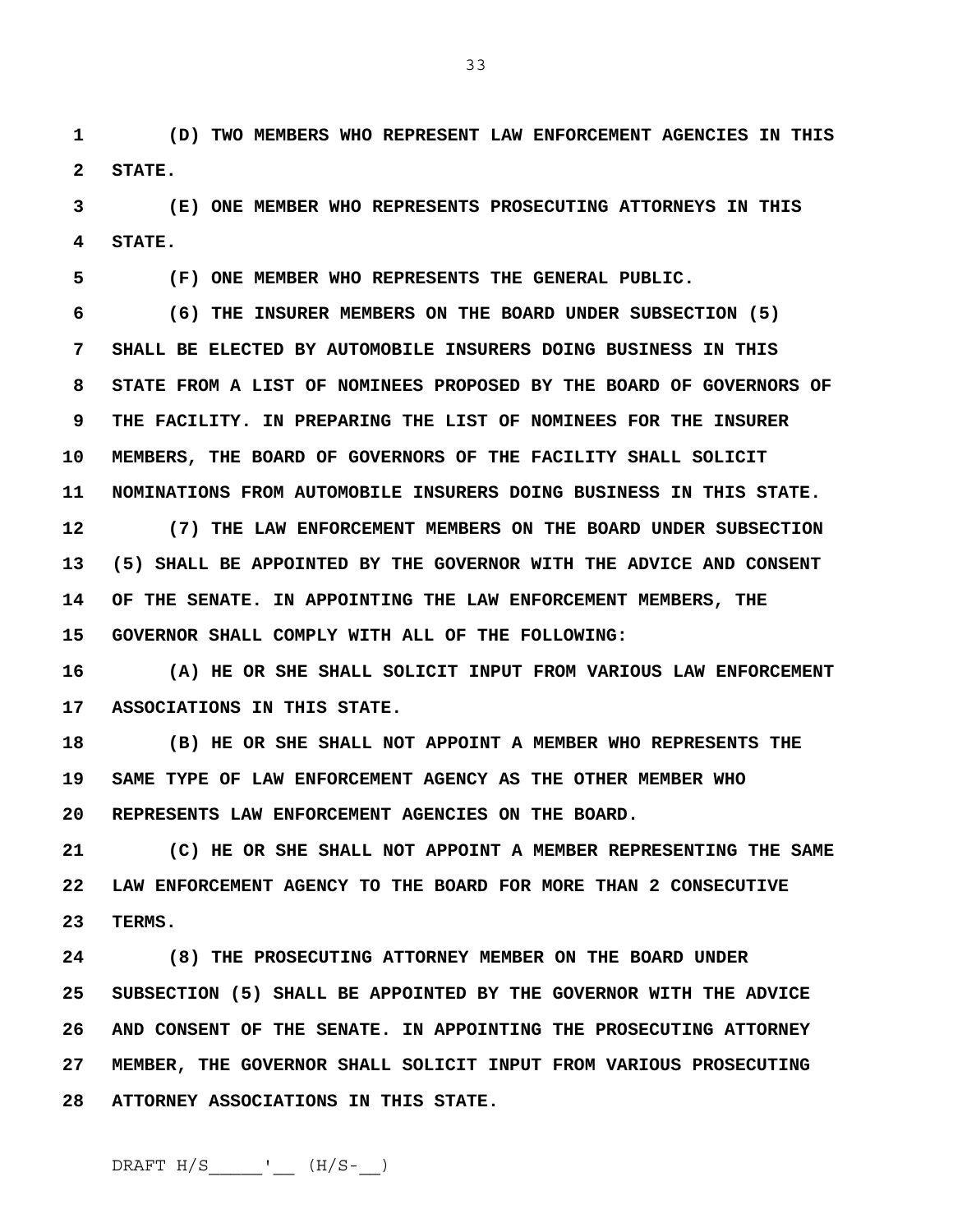**(D) TWO MEMBERS WHO REPRESENT LAW ENFORCEMENT AGENCIES IN THIS STATE.**

**(E) ONE MEMBER WHO REPRESENTS PROSECUTING ATTORNEYS IN THIS STATE.**

**(F) ONE MEMBER WHO REPRESENTS THE GENERAL PUBLIC.**

**(6) THE INSURER MEMBERS ON THE BOARD UNDER SUBSECTION (5) SHALL BE ELECTED BY AUTOMOBILE INSURERS DOING BUSINESS IN THIS STATE FROM A LIST OF NOMINEES PROPOSED BY THE BOARD OF GOVERNORS OF THE FACILITY. IN PREPARING THE LIST OF NOMINEES FOR THE INSURER MEMBERS, THE BOARD OF GOVERNORS OF THE FACILITY SHALL SOLICIT NOMINATIONS FROM AUTOMOBILE INSURERS DOING BUSINESS IN THIS STATE.**

**(7) THE LAW ENFORCEMENT MEMBERS ON THE BOARD UNDER SUBSECTION (5) SHALL BE APPOINTED BY THE GOVERNOR WITH THE ADVICE AND CONSENT OF THE SENATE. IN APPOINTING THE LAW ENFORCEMENT MEMBERS, THE GOVERNOR SHALL COMPLY WITH ALL OF THE FOLLOWING:**

**(A) HE OR SHE SHALL SOLICIT INPUT FROM VARIOUS LAW ENFORCEMENT ASSOCIATIONS IN THIS STATE.**

**(B) HE OR SHE SHALL NOT APPOINT A MEMBER WHO REPRESENTS THE SAME TYPE OF LAW ENFORCEMENT AGENCY AS THE OTHER MEMBER WHO REPRESENTS LAW ENFORCEMENT AGENCIES ON THE BOARD.**

**(C) HE OR SHE SHALL NOT APPOINT A MEMBER REPRESENTING THE SAME LAW ENFORCEMENT AGENCY TO THE BOARD FOR MORE THAN 2 CONSECUTIVE TERMS.**

**(8) THE PROSECUTING ATTORNEY MEMBER ON THE BOARD UNDER SUBSECTION (5) SHALL BE APPOINTED BY THE GOVERNOR WITH THE ADVICE AND CONSENT OF THE SENATE. IN APPOINTING THE PROSECUTING ATTORNEY MEMBER, THE GOVERNOR SHALL SOLICIT INPUT FROM VARIOUS PROSECUTING ATTORNEY ASSOCIATIONS IN THIS STATE.**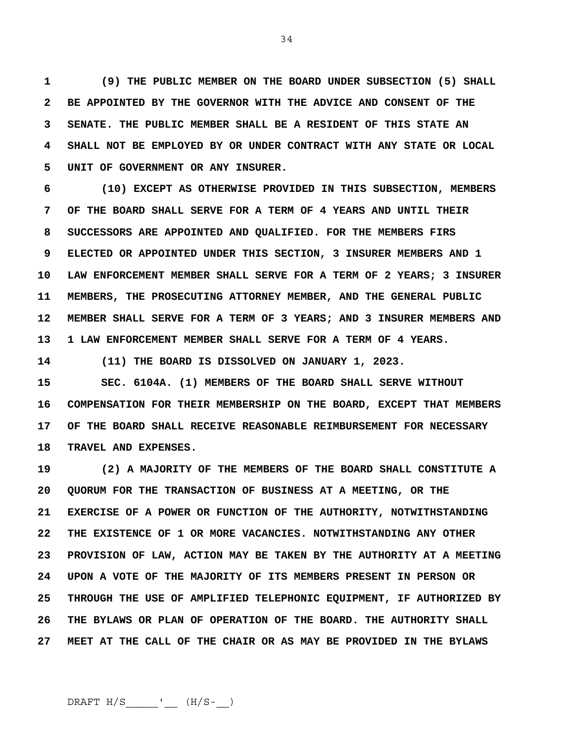**(9) THE PUBLIC MEMBER ON THE BOARD UNDER SUBSECTION (5) SHALL BE APPOINTED BY THE GOVERNOR WITH THE ADVICE AND CONSENT OF THE SENATE. THE PUBLIC MEMBER SHALL BE A RESIDENT OF THIS STATE AN SHALL NOT BE EMPLOYED BY OR UNDER CONTRACT WITH ANY STATE OR LOCAL UNIT OF GOVERNMENT OR ANY INSURER.**

**(10) EXCEPT AS OTHERWISE PROVIDED IN THIS SUBSECTION, MEMBERS OF THE BOARD SHALL SERVE FOR A TERM OF 4 YEARS AND UNTIL THEIR SUCCESSORS ARE APPOINTED AND QUALIFIED. FOR THE MEMBERS FIRS ELECTED OR APPOINTED UNDER THIS SECTION, 3 INSURER MEMBERS AND 1 LAW ENFORCEMENT MEMBER SHALL SERVE FOR A TERM OF 2 YEARS; 3 INSURER MEMBERS, THE PROSECUTING ATTORNEY MEMBER, AND THE GENERAL PUBLIC MEMBER SHALL SERVE FOR A TERM OF 3 YEARS; AND 3 INSURER MEMBERS AND 1 LAW ENFORCEMENT MEMBER SHALL SERVE FOR A TERM OF 4 YEARS.**

**(11) THE BOARD IS DISSOLVED ON JANUARY 1, 2023.**

**SEC. 6104A. (1) MEMBERS OF THE BOARD SHALL SERVE WITHOUT COMPENSATION FOR THEIR MEMBERSHIP ON THE BOARD, EXCEPT THAT MEMBERS OF THE BOARD SHALL RECEIVE REASONABLE REIMBURSEMENT FOR NECESSARY TRAVEL AND EXPENSES.**

**(2) A MAJORITY OF THE MEMBERS OF THE BOARD SHALL CONSTITUTE A QUORUM FOR THE TRANSACTION OF BUSINESS AT A MEETING, OR THE EXERCISE OF A POWER OR FUNCTION OF THE AUTHORITY, NOTWITHSTANDING THE EXISTENCE OF 1 OR MORE VACANCIES. NOTWITHSTANDING ANY OTHER PROVISION OF LAW, ACTION MAY BE TAKEN BY THE AUTHORITY AT A MEETING UPON A VOTE OF THE MAJORITY OF ITS MEMBERS PRESENT IN PERSON OR THROUGH THE USE OF AMPLIFIED TELEPHONIC EQUIPMENT, IF AUTHORIZED BY THE BYLAWS OR PLAN OF OPERATION OF THE BOARD. THE AUTHORITY SHALL MEET AT THE CALL OF THE CHAIR OR AS MAY BE PROVIDED IN THE BYLAWS**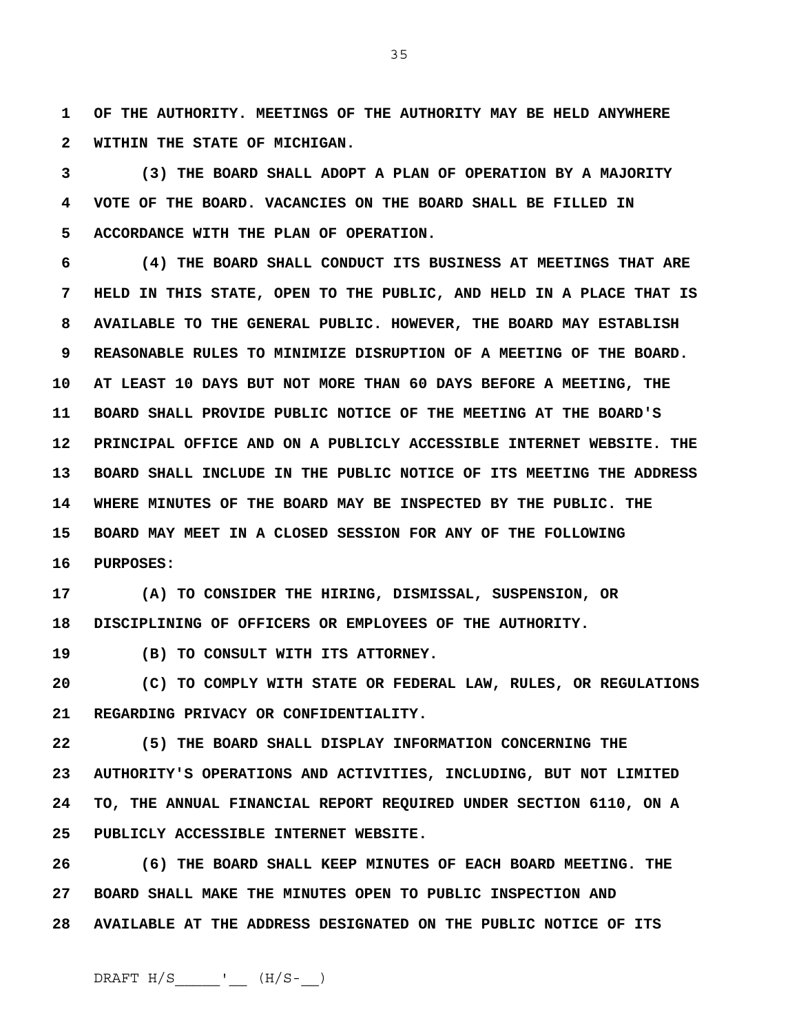**OF THE AUTHORITY. MEETINGS OF THE AUTHORITY MAY BE HELD ANYWHERE WITHIN THE STATE OF MICHIGAN.**

**(3) THE BOARD SHALL ADOPT A PLAN OF OPERATION BY A MAJORITY VOTE OF THE BOARD. VACANCIES ON THE BOARD SHALL BE FILLED IN ACCORDANCE WITH THE PLAN OF OPERATION.**

**(4) THE BOARD SHALL CONDUCT ITS BUSINESS AT MEETINGS THAT ARE HELD IN THIS STATE, OPEN TO THE PUBLIC, AND HELD IN A PLACE THAT IS AVAILABLE TO THE GENERAL PUBLIC. HOWEVER, THE BOARD MAY ESTABLISH REASONABLE RULES TO MINIMIZE DISRUPTION OF A MEETING OF THE BOARD. AT LEAST 10 DAYS BUT NOT MORE THAN 60 DAYS BEFORE A MEETING, THE BOARD SHALL PROVIDE PUBLIC NOTICE OF THE MEETING AT THE BOARD'S PRINCIPAL OFFICE AND ON A PUBLICLY ACCESSIBLE INTERNET WEBSITE. THE BOARD SHALL INCLUDE IN THE PUBLIC NOTICE OF ITS MEETING THE ADDRESS WHERE MINUTES OF THE BOARD MAY BE INSPECTED BY THE PUBLIC. THE BOARD MAY MEET IN A CLOSED SESSION FOR ANY OF THE FOLLOWING PURPOSES:**

**(A) TO CONSIDER THE HIRING, DISMISSAL, SUSPENSION, OR DISCIPLINING OF OFFICERS OR EMPLOYEES OF THE AUTHORITY.**

**(B) TO CONSULT WITH ITS ATTORNEY.**

**(C) TO COMPLY WITH STATE OR FEDERAL LAW, RULES, OR REGULATIONS REGARDING PRIVACY OR CONFIDENTIALITY.**

**(5) THE BOARD SHALL DISPLAY INFORMATION CONCERNING THE AUTHORITY'S OPERATIONS AND ACTIVITIES, INCLUDING, BUT NOT LIMITED TO, THE ANNUAL FINANCIAL REPORT REQUIRED UNDER SECTION 6110, ON A PUBLICLY ACCESSIBLE INTERNET WEBSITE.**

**(6) THE BOARD SHALL KEEP MINUTES OF EACH BOARD MEETING. THE BOARD SHALL MAKE THE MINUTES OPEN TO PUBLIC INSPECTION AND AVAILABLE AT THE ADDRESS DESIGNATED ON THE PUBLIC NOTICE OF ITS**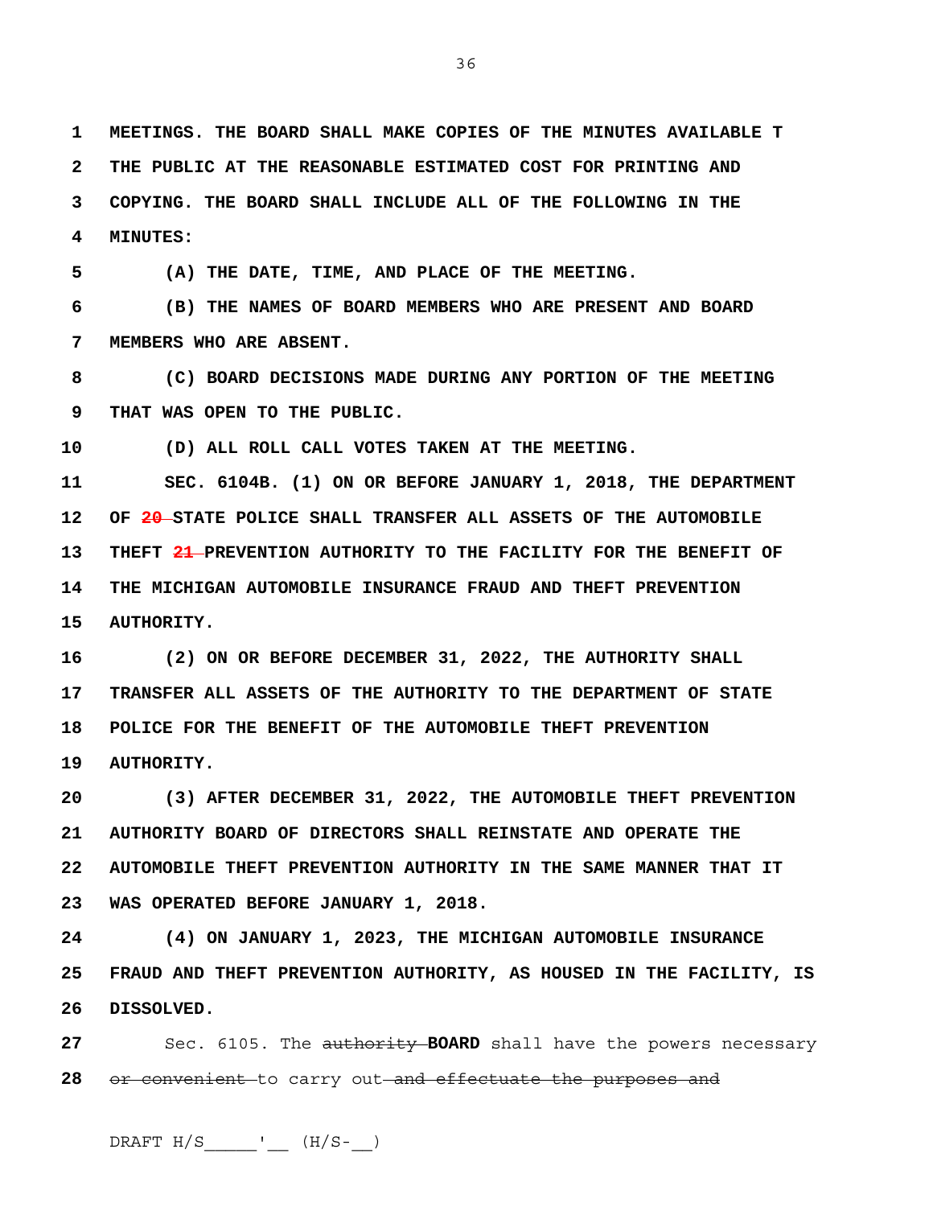**MEETINGS. THE BOARD SHALL MAKE COPIES OF THE MINUTES AVAILABLE T THE PUBLIC AT THE REASONABLE ESTIMATED COST FOR PRINTING AND COPYING. THE BOARD SHALL INCLUDE ALL OF THE FOLLOWING IN THE MINUTES:**

**(A) THE DATE, TIME, AND PLACE OF THE MEETING.**

**(B) THE NAMES OF BOARD MEMBERS WHO ARE PRESENT AND BOARD MEMBERS WHO ARE ABSENT.**

**(C) BOARD DECISIONS MADE DURING ANY PORTION OF THE MEETING THAT WAS OPEN TO THE PUBLIC.**

**(D) ALL ROLL CALL VOTES TAKEN AT THE MEETING.**

**SEC. 6104B. (1) ON OR BEFORE JANUARY 1, 2018, THE DEPARTMENT OF ~~20~~ STATE POLICE SHALL TRANSFER ALL ASSETS OF THE AUTOMOBILE THEFT ~~21~~ PREVENTION AUTHORITY TO THE FACILITY FOR THE BENEFIT OF THE MICHIGAN AUTOMOBILE INSURANCE FRAUD AND THEFT PREVENTION AUTHORITY.**

**(2) ON OR BEFORE DECEMBER 31, 2022, THE AUTHORITY SHALL TRANSFER ALL ASSETS OF THE AUTHORITY TO THE DEPARTMENT OF STATE POLICE FOR THE BENEFIT OF THE AUTOMOBILE THEFT PREVENTION AUTHORITY.**

**(3) AFTER DECEMBER 31, 2022, THE AUTOMOBILE THEFT PREVENTION AUTHORITY BOARD OF DIRECTORS SHALL REINSTATE AND OPERATE THE AUTOMOBILE THEFT PREVENTION AUTHORITY IN THE SAME MANNER THAT IT WAS OPERATED BEFORE JANUARY 1, 2018.**

**(4) ON JANUARY 1, 2023, THE MICHIGAN AUTOMOBILE INSURANCE FRAUD AND THEFT PREVENTION AUTHORITY, AS HOUSED IN THE FACILITY, IS DISSOLVED.**

Sec. 6105. The ~~authority~~ **BOARD** shall have the powers necessary ~~or convenient~~ to carry out ~~and effectuate the purposes and~~

DRAFT H/S_____'__ (H/S-__)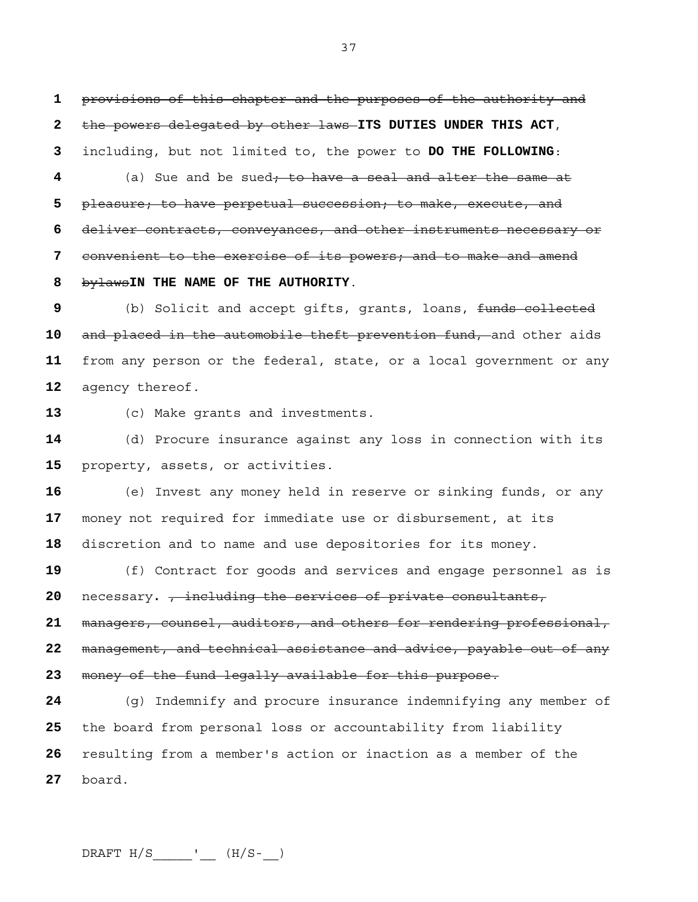~~provisions of this chapter and the purposes of the authority and the powers delegated by other laws~~ **ITS DUTIES UNDER THIS ACT**, including, but not limited to, the power to **DO THE FOLLOWING**:

(a) Sue and be sued~~; to have a seal and alter the same at pleasure; to have perpetual succession; to make, execute, and deliver contracts, conveyances, and other instruments necessary or convenient to the exercise of its powers; and to make and amend bylaws~~**IN THE NAME OF THE AUTHORITY**.

(b) Solicit and accept gifts, grants, loans, ~~funds collected and placed in the automobile theft prevention fund,~~ and other aids from any person or the federal, state, or a local government or any agency thereof.

(c) Make grants and investments.

(d) Procure insurance against any loss in connection with its property, assets, or activities.

(e) Invest any money held in reserve or sinking funds, or any money not required for immediate use or disbursement, at its discretion and to name and use depositories for its money.

(f) Contract for goods and services and engage personnel as is necessary. ~~, including the services of private consultants, managers, counsel, auditors, and others for rendering professional, management, and technical assistance and advice, payable out of any money of the fund legally available for this purpose.~~

(g) Indemnify and procure insurance indemnifying any member of the board from personal loss or accountability from liability resulting from a member's action or inaction as a member of the board.

DRAFT H/S_____'__ (H/S-__)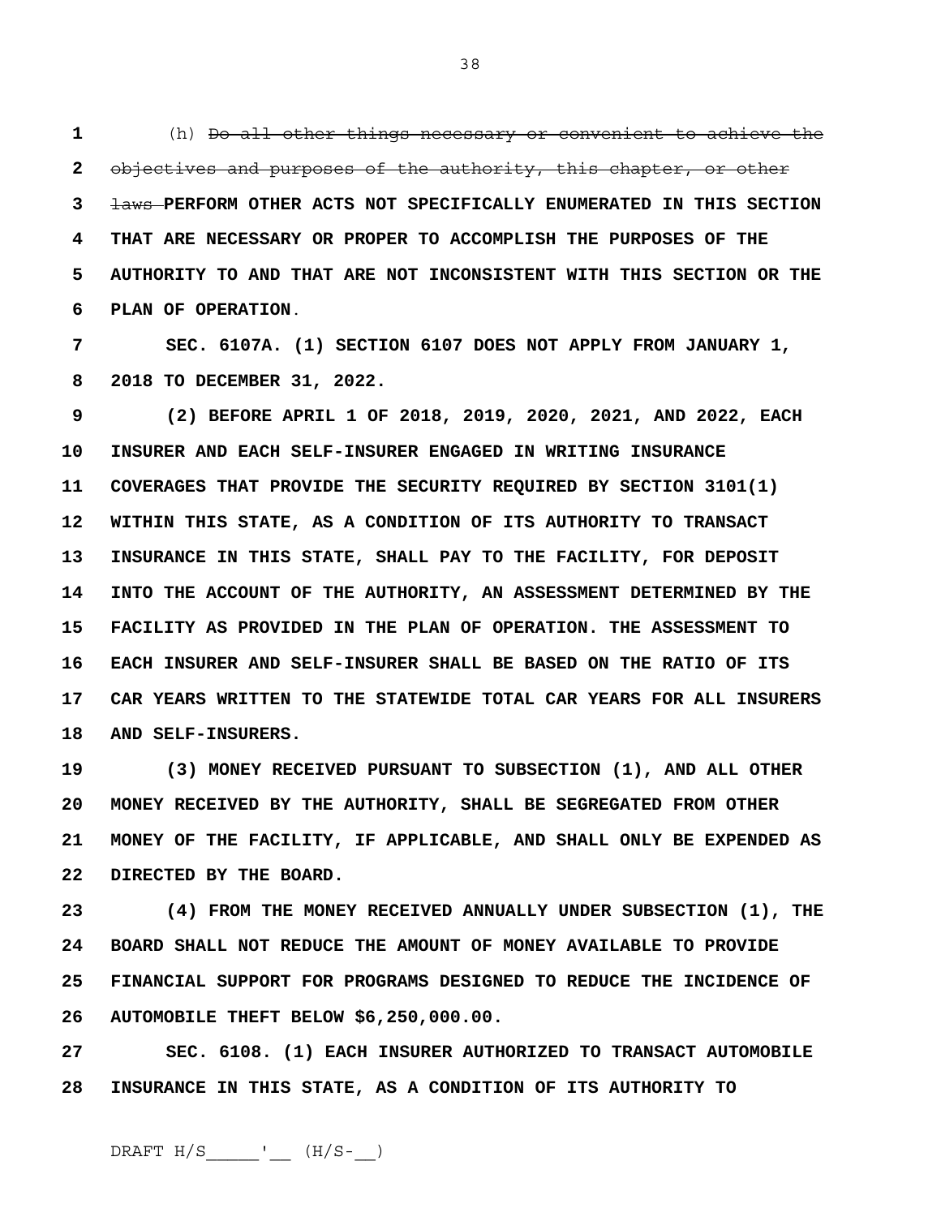(h) ~~Do all other things necessary or convenient to achieve the objectives and purposes of the authority, this chapter, or other laws~~ **PERFORM OTHER ACTS NOT SPECIFICALLY ENUMERATED IN THIS SECTION THAT ARE NECESSARY OR PROPER TO ACCOMPLISH THE PURPOSES OF THE AUTHORITY TO AND THAT ARE NOT INCONSISTENT WITH THIS SECTION OR THE PLAN OF OPERATION**.

**SEC. 6107A. (1) SECTION 6107 DOES NOT APPLY FROM JANUARY 1, 2018 TO DECEMBER 31, 2022.**

**(2) BEFORE APRIL 1 OF 2018, 2019, 2020, 2021, AND 2022, EACH INSURER AND EACH SELF-INSURER ENGAGED IN WRITING INSURANCE COVERAGES THAT PROVIDE THE SECURITY REQUIRED BY SECTION 3101(1) WITHIN THIS STATE, AS A CONDITION OF ITS AUTHORITY TO TRANSACT INSURANCE IN THIS STATE, SHALL PAY TO THE FACILITY, FOR DEPOSIT INTO THE ACCOUNT OF THE AUTHORITY, AN ASSESSMENT DETERMINED BY THE FACILITY AS PROVIDED IN THE PLAN OF OPERATION. THE ASSESSMENT TO EACH INSURER AND SELF-INSURER SHALL BE BASED ON THE RATIO OF ITS CAR YEARS WRITTEN TO THE STATEWIDE TOTAL CAR YEARS FOR ALL INSURERS AND SELF-INSURERS.**

**(3) MONEY RECEIVED PURSUANT TO SUBSECTION (1), AND ALL OTHER MONEY RECEIVED BY THE AUTHORITY, SHALL BE SEGREGATED FROM OTHER MONEY OF THE FACILITY, IF APPLICABLE, AND SHALL ONLY BE EXPENDED AS DIRECTED BY THE BOARD.**

**(4) FROM THE MONEY RECEIVED ANNUALLY UNDER SUBSECTION (1), THE BOARD SHALL NOT REDUCE THE AMOUNT OF MONEY AVAILABLE TO PROVIDE FINANCIAL SUPPORT FOR PROGRAMS DESIGNED TO REDUCE THE INCIDENCE OF AUTOMOBILE THEFT BELOW $6,250,000.00.**

**SEC. 6108. (1) EACH INSURER AUTHORIZED TO TRANSACT AUTOMOBILE INSURANCE IN THIS STATE, AS A CONDITION OF ITS AUTHORITY TO**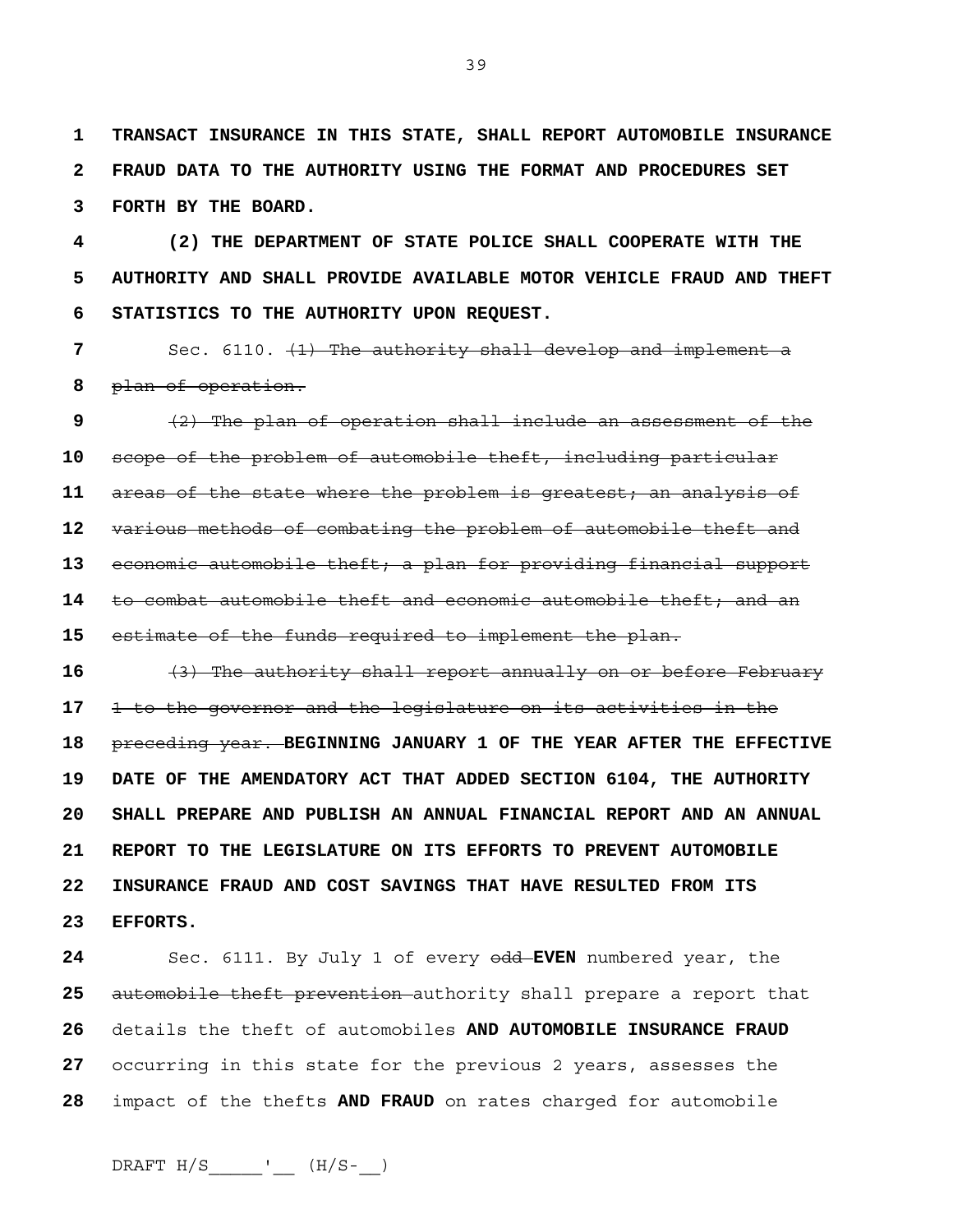1 **TRANSACT INSURANCE IN THIS STATE, SHALL REPORT AUTOMOBILE INSURANCE**
2 **FRAUD DATA TO THE AUTHORITY USING THE FORMAT AND PROCEDURES SET**
3 **FORTH BY THE BOARD.**

4 **(2) THE DEPARTMENT OF STATE POLICE SHALL COOPERATE WITH THE**
5 **AUTHORITY AND SHALL PROVIDE AVAILABLE MOTOR VEHICLE FRAUD AND THEFT**
6 **STATISTICS TO THE AUTHORITY UPON REQUEST.**

7 Sec. 6110. ~~(1) The authority shall develop and implement a~~
8 ~~plan of operation.~~

9 ~~(2) The plan of operation shall include an assessment of the~~
10 ~~scope of the problem of automobile theft, including particular~~
11 ~~areas of the state where the problem is greatest; an analysis of~~
12 ~~various methods of combating the problem of automobile theft and~~
13 ~~economic automobile theft; a plan for providing financial support~~
14 ~~to combat automobile theft and economic automobile theft; and an~~
15 ~~estimate of the funds required to implement the plan.~~

16 ~~(3) The authority shall report annually on or before February~~
17 ~~1 to the governor and the legislature on its activities in the~~
18 ~~preceding year.~~ **BEGINNING JANUARY 1 OF THE YEAR AFTER THE EFFECTIVE**
19 **DATE OF THE AMENDATORY ACT THAT ADDED SECTION 6104, THE AUTHORITY**
20 **SHALL PREPARE AND PUBLISH AN ANNUAL FINANCIAL REPORT AND AN ANNUAL**
21 **REPORT TO THE LEGISLATURE ON ITS EFFORTS TO PREVENT AUTOMOBILE**
22 **INSURANCE FRAUD AND COST SAVINGS THAT HAVE RESULTED FROM ITS**
23 **EFFORTS.**

24 Sec. 6111. By July 1 of every ~~odd~~ **EVEN** numbered year, the
25 ~~automobile theft prevention~~ authority shall prepare a report that
26 details the theft of automobiles **AND AUTOMOBILE INSURANCE FRAUD**
27 occurring in this state for the previous 2 years, assesses the
28 impact of the thefts **AND FRAUD** on rates charged for automobile

DRAFT H/S_____'__ (H/S-__)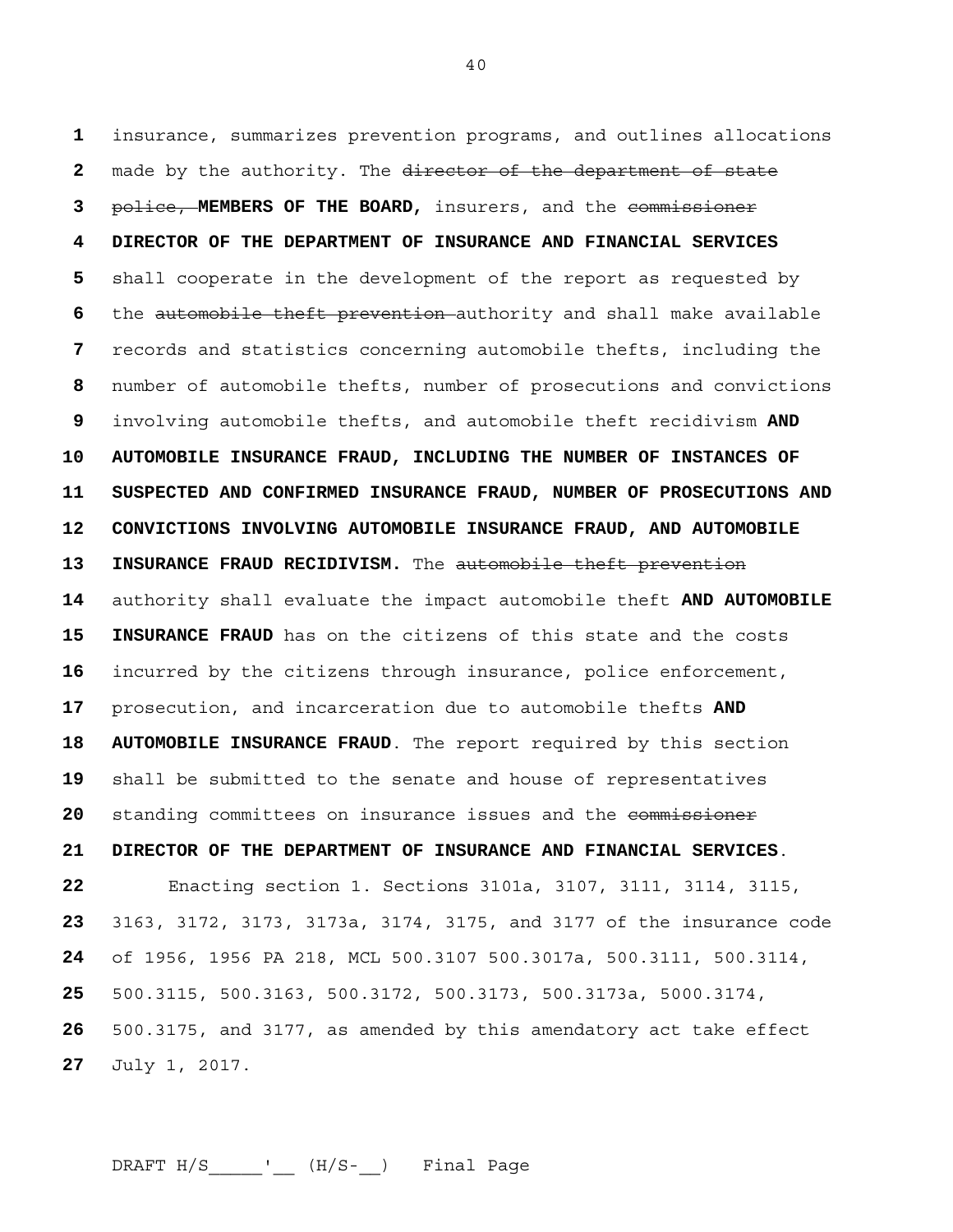insurance, summarizes prevention programs, and outlines allocations made by the authority. The ~~director of the department of state police,~~ **MEMBERS OF THE BOARD,** insurers, and the ~~commissioner~~ **DIRECTOR OF THE DEPARTMENT OF INSURANCE AND FINANCIAL SERVICES** shall cooperate in the development of the report as requested by the ~~automobile theft prevention~~ authority and shall make available records and statistics concerning automobile thefts, including the number of automobile thefts, number of prosecutions and convictions involving automobile thefts, and automobile theft recidivism **AND AUTOMOBILE INSURANCE FRAUD, INCLUDING THE NUMBER OF INSTANCES OF SUSPECTED AND CONFIRMED INSURANCE FRAUD, NUMBER OF PROSECUTIONS AND CONVICTIONS INVOLVING AUTOMOBILE INSURANCE FRAUD, AND AUTOMOBILE INSURANCE FRAUD RECIDIVISM.** The ~~automobile theft prevention~~ authority shall evaluate the impact automobile theft **AND AUTOMOBILE INSURANCE FRAUD** has on the citizens of this state and the costs incurred by the citizens through insurance, police enforcement, prosecution, and incarceration due to automobile thefts **AND AUTOMOBILE INSURANCE FRAUD**. The report required by this section shall be submitted to the senate and house of representatives standing committees on insurance issues and the ~~commissioner~~ **DIRECTOR OF THE DEPARTMENT OF INSURANCE AND FINANCIAL SERVICES**.

Enacting section 1. Sections 3101a, 3107, 3111, 3114, 3115, 3163, 3172, 3173, 3173a, 3174, 3175, and 3177 of the insurance code of 1956, 1956 PA 218, MCL 500.3107 500.3017a, 500.3111, 500.3114, 500.3115, 500.3163, 500.3172, 500.3173, 500.3173a, 5000.3174, 500.3175, and 3177, as amended by this amendatory act take effect July 1, 2017.

DRAFT H/S_____'__ (H/S-__) Final Page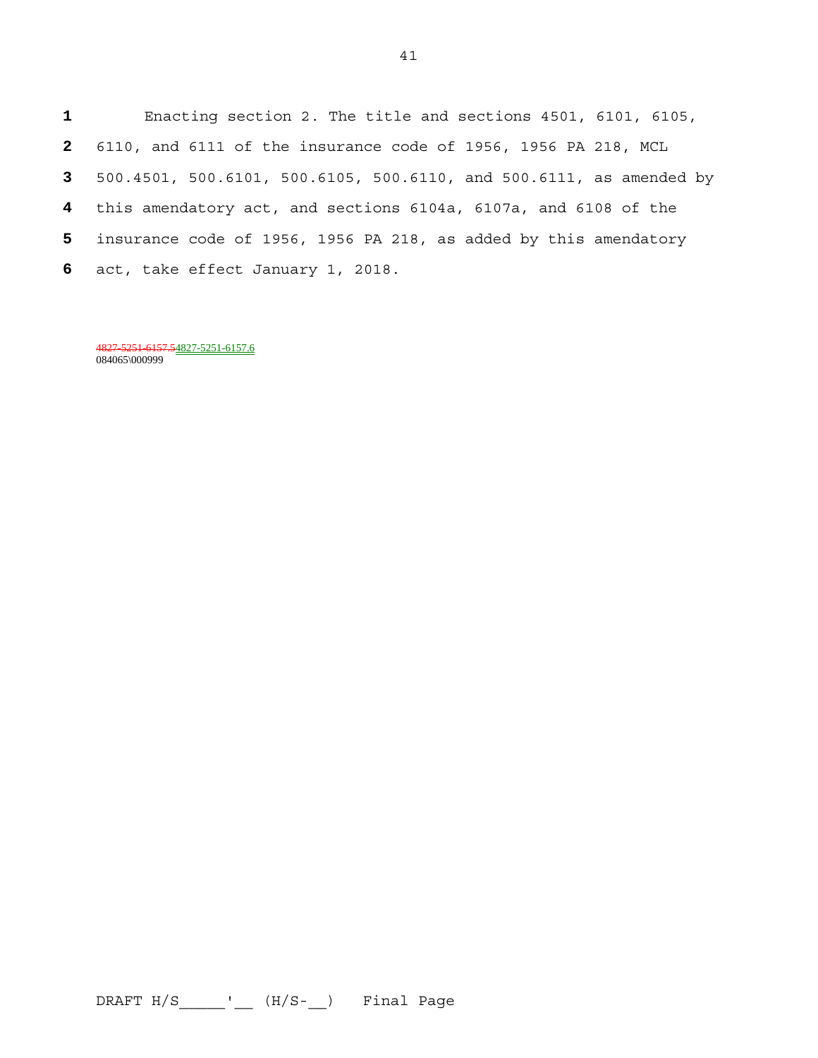Enacting section 2. The title and sections 4501, 6101, 6105, 6110, and 6111 of the insurance code of 1956, 1956 PA 218, MCL 500.4501, 500.6101, 500.6105, 500.6110, and 500.6111, as amended by this amendatory act, and sections 6104a, 6107a, and 6108 of the insurance code of 1956, 1956 PA 218, as added by this amendatory act, take effect January 1, 2018.

~~4827-5251-6157.5~~4827-5251-6157.6
084065\000999

DRAFT H/S_____'__ (H/S-__) Final Page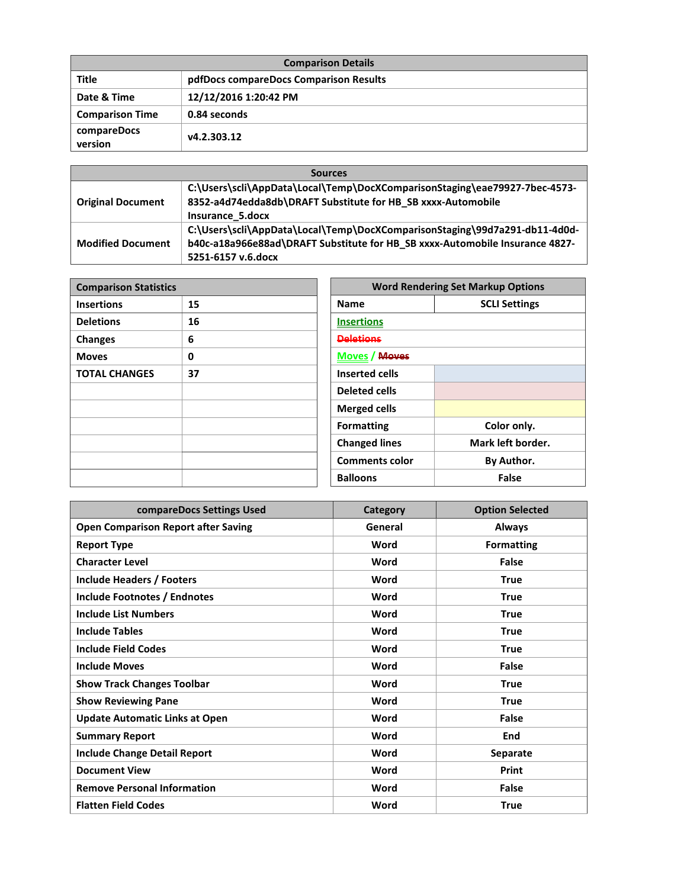| Comparison Details | |
|---|---|
| Title | pdfDocs compareDocs Comparison Results |
| Date & Time | 12/12/2016 1:20:42 PM |
| Comparison Time | 0.84 seconds |
| compareDocs version | v4.2.303.12 |

| Sources | |
|---|---|
| Original Document | C:\Users\scli\AppData\Local\Temp\DocXComparisonStaging\eae79927-7bec-4573-8352-a4d74edda8db\DRAFT Substitute for HB_SB xxxx-Automobile Insurance_5.docx |
| Modified Document | C:\Users\scli\AppData\Local\Temp\DocXComparisonStaging\99d7a291-db11-4d0d-b40c-a18a966e88ad\DRAFT Substitute for HB_SB xxxx-Automobile Insurance 4827-5251-6157 v.6.docx |

| Comparison Statistics | |
|---|---|
| Insertions | 15 |
| Deletions | 16 |
| Changes | 6 |
| Moves | 0 |
| TOTAL CHANGES | 37 |

| Word Rendering Set Markup Options | |
|---|---|
| Name | SCLI Settings |
| Insertions | |
| ~~Deletions~~ | |
| Moves / ~~Moves~~ | |
| Inserted cells | |
| Deleted cells | |
| Merged cells | |
| Formatting | Color only. |
| Changed lines | Mark left border. |
| Comments color | By Author. |
| Balloons | False |

| compareDocs Settings Used | Category | Option Selected |
|---|---|---|
| Open Comparison Report after Saving | General | Always |
| Report Type | Word | Formatting |
| Character Level | Word | False |
| Include Headers / Footers | Word | True |
| Include Footnotes / Endnotes | Word | True |
| Include List Numbers | Word | True |
| Include Tables | Word | True |
| Include Field Codes | Word | True |
| Include Moves | Word | False |
| Show Track Changes Toolbar | Word | True |
| Show Reviewing Pane | Word | True |
| Update Automatic Links at Open | Word | False |
| Summary Report | Word | End |
| Include Change Detail Report | Word | Separate |
| Document View | Word | Print |
| Remove Personal Information | Word | False |
| Flatten Field Codes | Word | True |